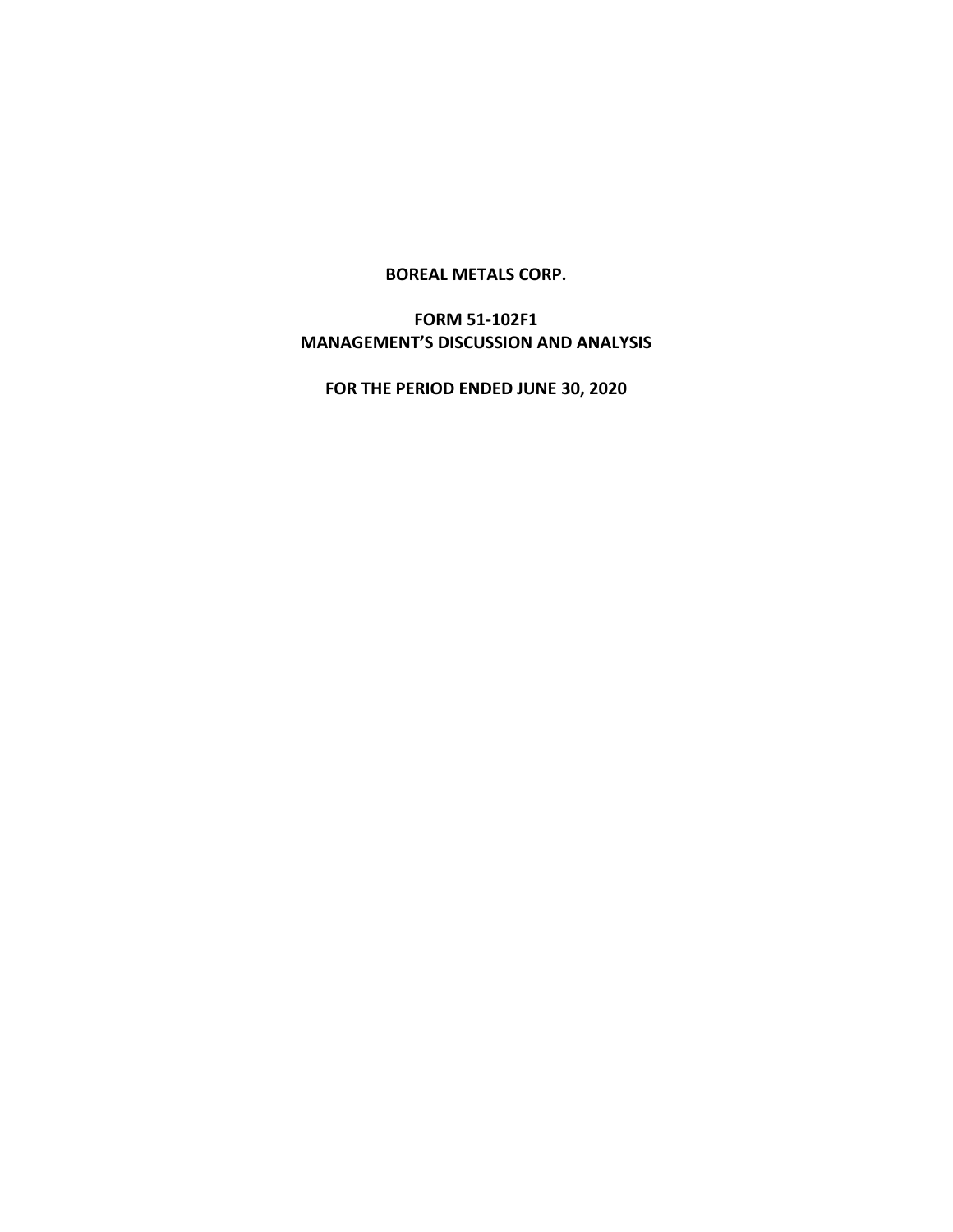# BOREAL METALS CORP.

## FORM 51-102F1
## MANAGEMENT'S DISCUSSION AND ANALYSIS

## FOR THE PERIOD ENDED JUNE 30, 2020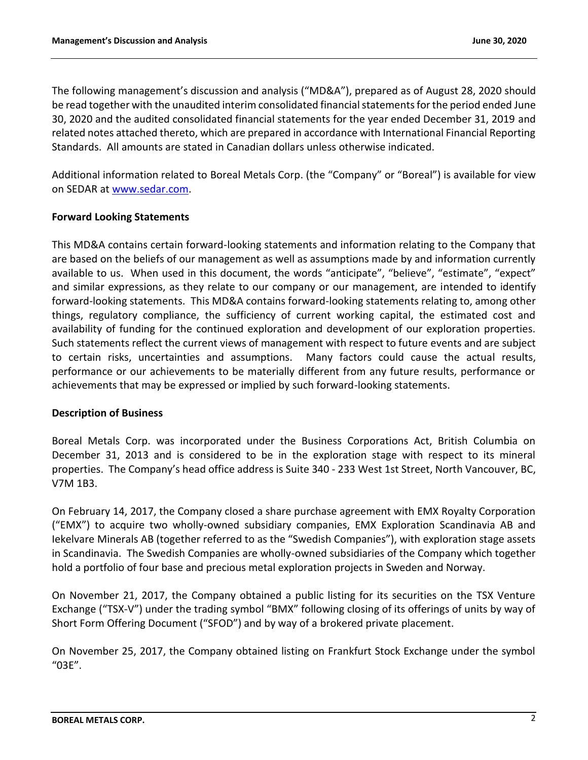The following management's discussion and analysis ("MD&A"), prepared as of August 28, 2020 should be read together with the unaudited interim consolidated financial statements for the period ended June 30, 2020 and the audited consolidated financial statements for the year ended December 31, 2019 and related notes attached thereto, which are prepared in accordance with International Financial Reporting Standards. All amounts are stated in Canadian dollars unless otherwise indicated.

Additional information related to Boreal Metals Corp. (the "Company" or "Boreal") is available for view on SEDAR at www.sedar.com.

**Forward Looking Statements**

This MD&A contains certain forward-looking statements and information relating to the Company that are based on the beliefs of our management as well as assumptions made by and information currently available to us. When used in this document, the words "anticipate", "believe", "estimate", "expect" and similar expressions, as they relate to our company or our management, are intended to identify forward-looking statements. This MD&A contains forward-looking statements relating to, among other things, regulatory compliance, the sufficiency of current working capital, the estimated cost and availability of funding for the continued exploration and development of our exploration properties. Such statements reflect the current views of management with respect to future events and are subject to certain risks, uncertainties and assumptions. Many factors could cause the actual results, performance or our achievements to be materially different from any future results, performance or achievements that may be expressed or implied by such forward-looking statements.

**Description of Business**

Boreal Metals Corp. was incorporated under the Business Corporations Act, British Columbia on December 31, 2013 and is considered to be in the exploration stage with respect to its mineral properties. The Company's head office address is Suite 340 - 233 West 1st Street, North Vancouver, BC, V7M 1B3.

On February 14, 2017, the Company closed a share purchase agreement with EMX Royalty Corporation ("EMX") to acquire two wholly-owned subsidiary companies, EMX Exploration Scandinavia AB and Iekelvare Minerals AB (together referred to as the "Swedish Companies"), with exploration stage assets in Scandinavia. The Swedish Companies are wholly-owned subsidiaries of the Company which together hold a portfolio of four base and precious metal exploration projects in Sweden and Norway.

On November 21, 2017, the Company obtained a public listing for its securities on the TSX Venture Exchange ("TSX-V") under the trading symbol "BMX" following closing of its offerings of units by way of Short Form Offering Document ("SFOD") and by way of a brokered private placement.

On November 25, 2017, the Company obtained listing on Frankfurt Stock Exchange under the symbol "03E".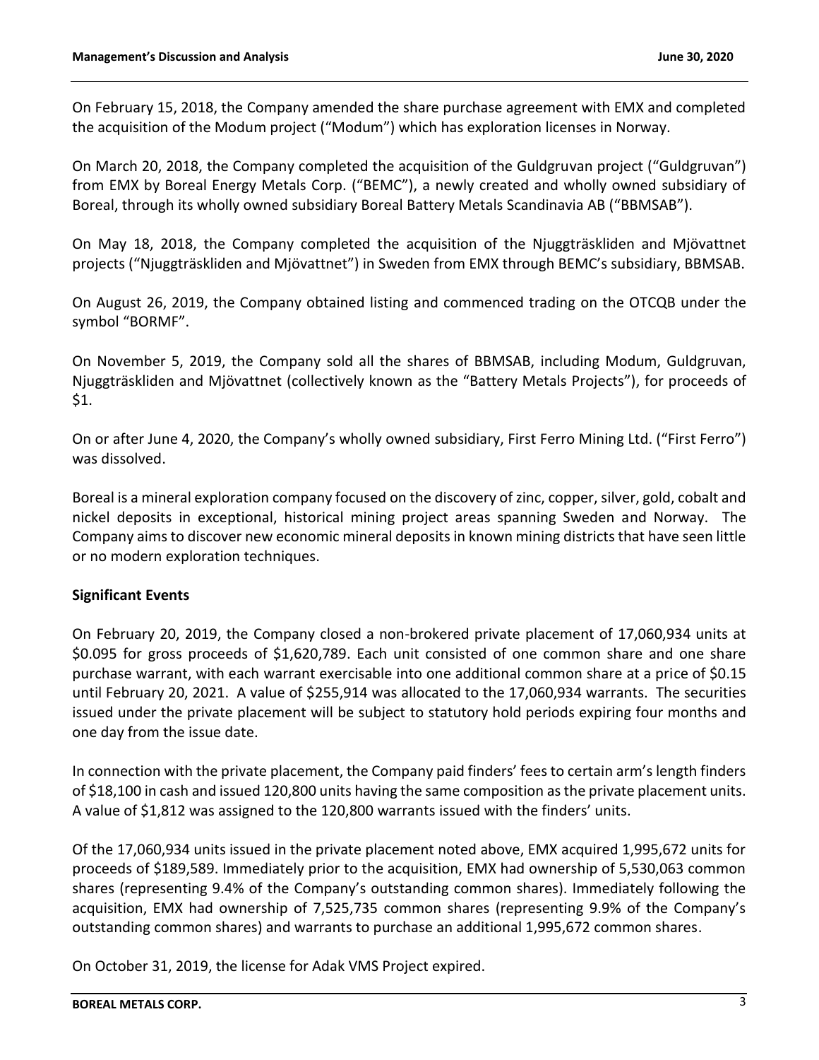On February 15, 2018, the Company amended the share purchase agreement with EMX and completed the acquisition of the Modum project ("Modum") which has exploration licenses in Norway.

On March 20, 2018, the Company completed the acquisition of the Guldgruvan project ("Guldgruvan") from EMX by Boreal Energy Metals Corp. ("BEMC"), a newly created and wholly owned subsidiary of Boreal, through its wholly owned subsidiary Boreal Battery Metals Scandinavia AB ("BBMSAB").

On May 18, 2018, the Company completed the acquisition of the Njuggträskliden and Mjövattnet projects ("Njuggträskliden and Mjövattnet") in Sweden from EMX through BEMC's subsidiary, BBMSAB.

On August 26, 2019, the Company obtained listing and commenced trading on the OTCQB under the symbol "BORMF".

On November 5, 2019, the Company sold all the shares of BBMSAB, including Modum, Guldgruvan, Njuggträskliden and Mjövattnet (collectively known as the "Battery Metals Projects"), for proceeds of $1.

On or after June 4, 2020, the Company's wholly owned subsidiary, First Ferro Mining Ltd. ("First Ferro") was dissolved.

Boreal is a mineral exploration company focused on the discovery of zinc, copper, silver, gold, cobalt and nickel deposits in exceptional, historical mining project areas spanning Sweden and Norway. The Company aims to discover new economic mineral deposits in known mining districts that have seen little or no modern exploration techniques.

## Significant Events

On February 20, 2019, the Company closed a non-brokered private placement of 17,060,934 units at $0.095 for gross proceeds of $1,620,789. Each unit consisted of one common share and one share purchase warrant, with each warrant exercisable into one additional common share at a price of $0.15 until February 20, 2021. A value of $255,914 was allocated to the 17,060,934 warrants. The securities issued under the private placement will be subject to statutory hold periods expiring four months and one day from the issue date.

In connection with the private placement, the Company paid finders' fees to certain arm's length finders of $18,100 in cash and issued 120,800 units having the same composition as the private placement units. A value of $1,812 was assigned to the 120,800 warrants issued with the finders' units.

Of the 17,060,934 units issued in the private placement noted above, EMX acquired 1,995,672 units for proceeds of $189,589. Immediately prior to the acquisition, EMX had ownership of 5,530,063 common shares (representing 9.4% of the Company's outstanding common shares). Immediately following the acquisition, EMX had ownership of 7,525,735 common shares (representing 9.9% of the Company's outstanding common shares) and warrants to purchase an additional 1,995,672 common shares.

On October 31, 2019, the license for Adak VMS Project expired.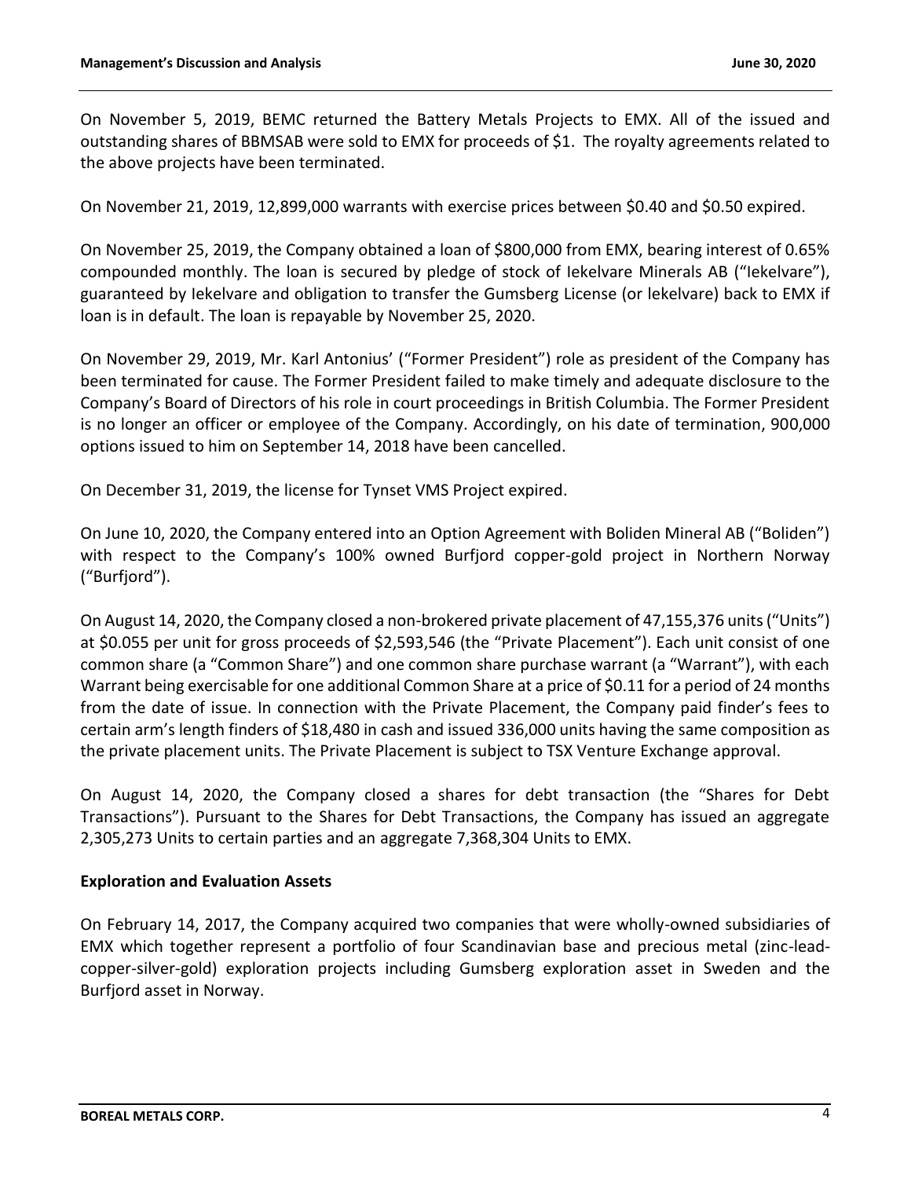On November 5, 2019, BEMC returned the Battery Metals Projects to EMX. All of the issued and outstanding shares of BBMSAB were sold to EMX for proceeds of $1. The royalty agreements related to the above projects have been terminated.

On November 21, 2019, 12,899,000 warrants with exercise prices between $0.40 and $0.50 expired.

On November 25, 2019, the Company obtained a loan of $800,000 from EMX, bearing interest of 0.65% compounded monthly. The loan is secured by pledge of stock of Iekelvare Minerals AB ("Iekelvare"), guaranteed by Iekelvare and obligation to transfer the Gumsberg License (or lekelvare) back to EMX if loan is in default. The loan is repayable by November 25, 2020.

On November 29, 2019, Mr. Karl Antonius' ("Former President") role as president of the Company has been terminated for cause. The Former President failed to make timely and adequate disclosure to the Company's Board of Directors of his role in court proceedings in British Columbia. The Former President is no longer an officer or employee of the Company. Accordingly, on his date of termination, 900,000 options issued to him on September 14, 2018 have been cancelled.

On December 31, 2019, the license for Tynset VMS Project expired.

On June 10, 2020, the Company entered into an Option Agreement with Boliden Mineral AB ("Boliden") with respect to the Company's 100% owned Burfjord copper-gold project in Northern Norway ("Burfjord").

On August 14, 2020, the Company closed a non-brokered private placement of 47,155,376 units ("Units") at $0.055 per unit for gross proceeds of $2,593,546 (the "Private Placement"). Each unit consist of one common share (a "Common Share") and one common share purchase warrant (a "Warrant"), with each Warrant being exercisable for one additional Common Share at a price of $0.11 for a period of 24 months from the date of issue. In connection with the Private Placement, the Company paid finder's fees to certain arm's length finders of $18,480 in cash and issued 336,000 units having the same composition as the private placement units. The Private Placement is subject to TSX Venture Exchange approval.

On August 14, 2020, the Company closed a shares for debt transaction (the "Shares for Debt Transactions"). Pursuant to the Shares for Debt Transactions, the Company has issued an aggregate 2,305,273 Units to certain parties and an aggregate 7,368,304 Units to EMX.

## Exploration and Evaluation Assets

On February 14, 2017, the Company acquired two companies that were wholly-owned subsidiaries of EMX which together represent a portfolio of four Scandinavian base and precious metal (zinc-lead-copper-silver-gold) exploration projects including Gumsberg exploration asset in Sweden and the Burfjord asset in Norway.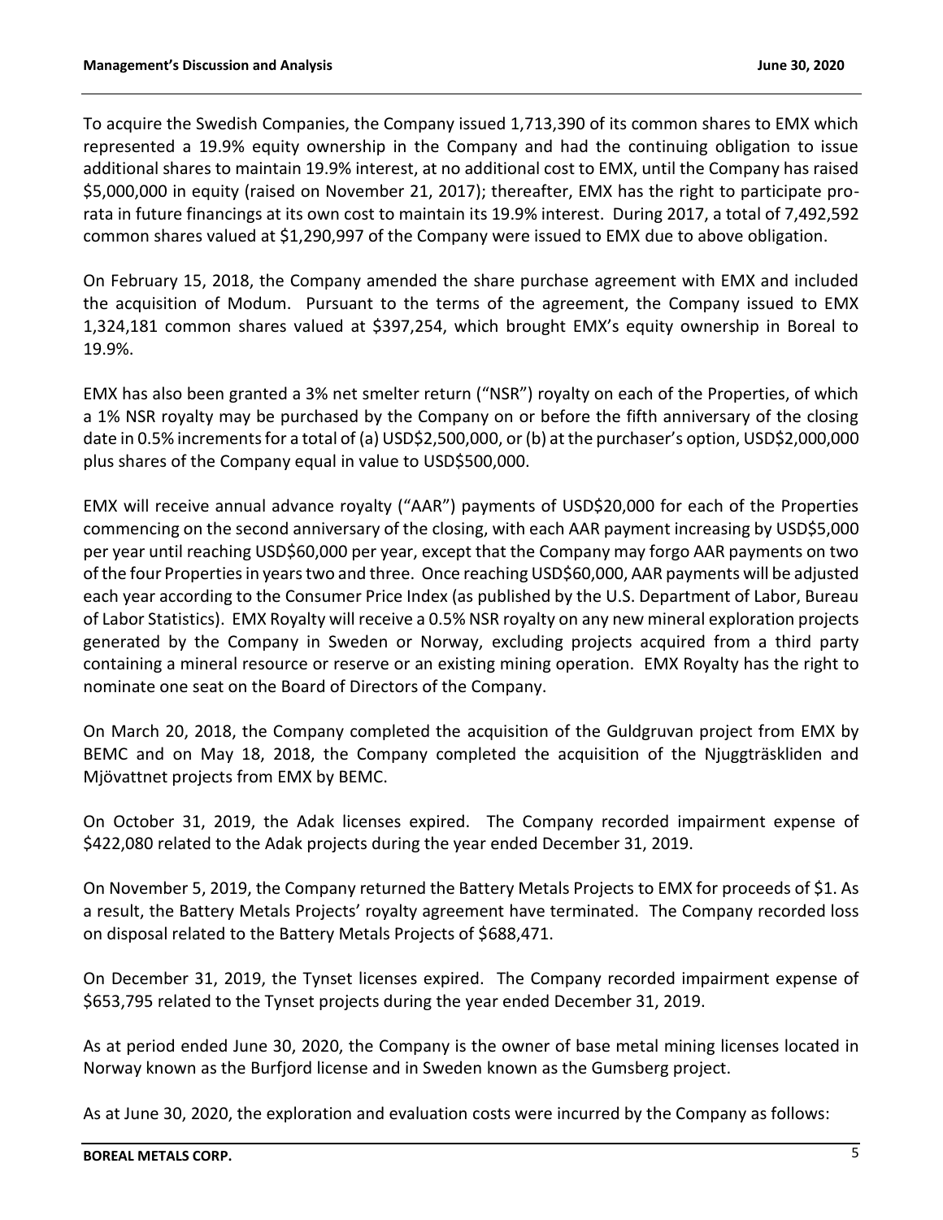To acquire the Swedish Companies, the Company issued 1,713,390 of its common shares to EMX which represented a 19.9% equity ownership in the Company and had the continuing obligation to issue additional shares to maintain 19.9% interest, at no additional cost to EMX, until the Company has raised $5,000,000 in equity (raised on November 21, 2017); thereafter, EMX has the right to participate pro-rata in future financings at its own cost to maintain its 19.9% interest. During 2017, a total of 7,492,592 common shares valued at $1,290,997 of the Company were issued to EMX due to above obligation.

On February 15, 2018, the Company amended the share purchase agreement with EMX and included the acquisition of Modum. Pursuant to the terms of the agreement, the Company issued to EMX 1,324,181 common shares valued at $397,254, which brought EMX's equity ownership in Boreal to 19.9%.

EMX has also been granted a 3% net smelter return ("NSR") royalty on each of the Properties, of which a 1% NSR royalty may be purchased by the Company on or before the fifth anniversary of the closing date in 0.5% increments for a total of (a) USD$2,500,000, or (b) at the purchaser's option, USD$2,000,000 plus shares of the Company equal in value to USD$500,000.

EMX will receive annual advance royalty ("AAR") payments of USD$20,000 for each of the Properties commencing on the second anniversary of the closing, with each AAR payment increasing by USD$5,000 per year until reaching USD$60,000 per year, except that the Company may forgo AAR payments on two of the four Properties in years two and three. Once reaching USD$60,000, AAR payments will be adjusted each year according to the Consumer Price Index (as published by the U.S. Department of Labor, Bureau of Labor Statistics). EMX Royalty will receive a 0.5% NSR royalty on any new mineral exploration projects generated by the Company in Sweden or Norway, excluding projects acquired from a third party containing a mineral resource or reserve or an existing mining operation. EMX Royalty has the right to nominate one seat on the Board of Directors of the Company.

On March 20, 2018, the Company completed the acquisition of the Guldgruvan project from EMX by BEMC and on May 18, 2018, the Company completed the acquisition of the Njuggträskliden and Mjövattnet projects from EMX by BEMC.

On October 31, 2019, the Adak licenses expired. The Company recorded impairment expense of $422,080 related to the Adak projects during the year ended December 31, 2019.

On November 5, 2019, the Company returned the Battery Metals Projects to EMX for proceeds of $1. As a result, the Battery Metals Projects' royalty agreement have terminated. The Company recorded loss on disposal related to the Battery Metals Projects of $688,471.

On December 31, 2019, the Tynset licenses expired. The Company recorded impairment expense of $653,795 related to the Tynset projects during the year ended December 31, 2019.

As at period ended June 30, 2020, the Company is the owner of base metal mining licenses located in Norway known as the Burfjord license and in Sweden known as the Gumsberg project.

As at June 30, 2020, the exploration and evaluation costs were incurred by the Company as follows: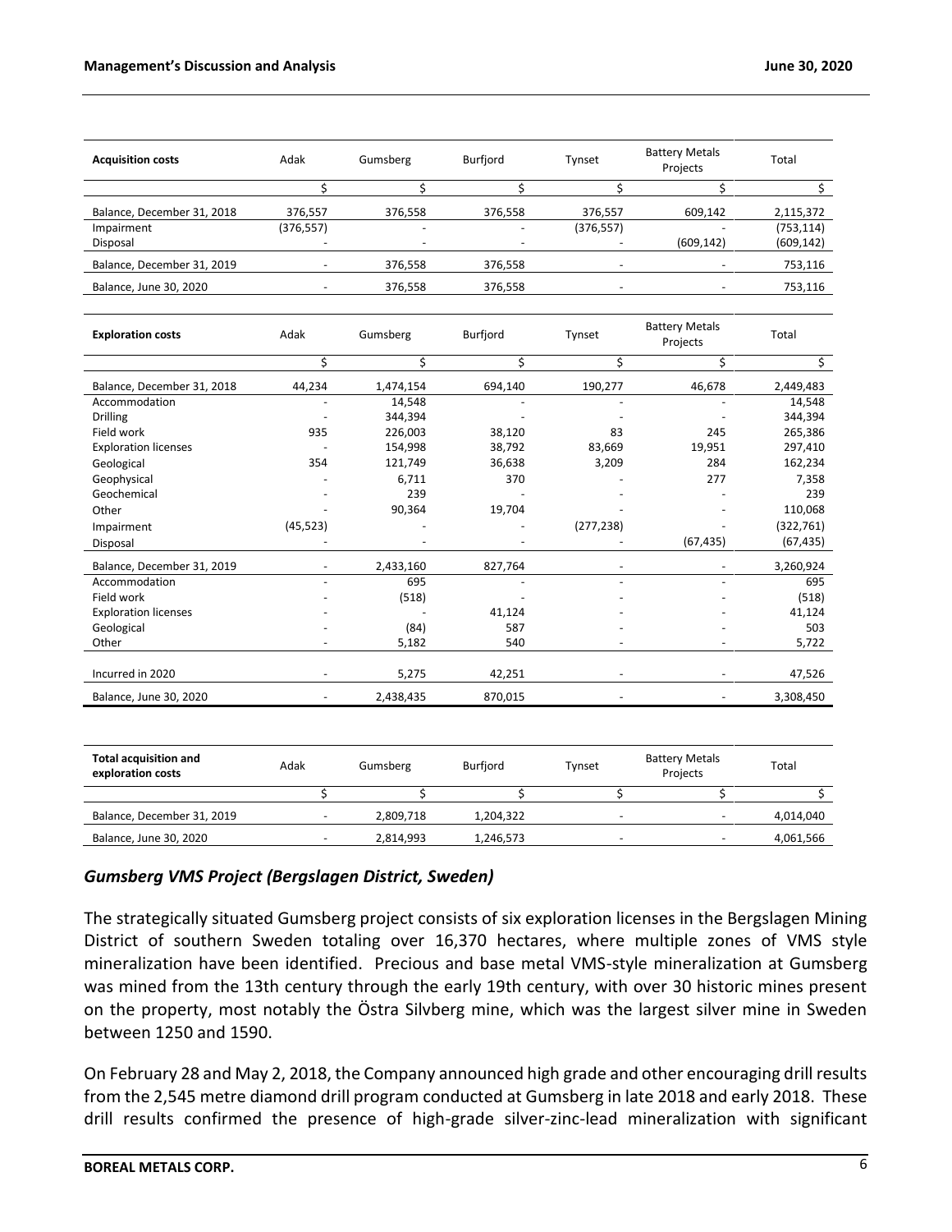| Acquisition costs | Adak | Gumsberg | Burfjord | Tynset | Battery Metals Projects | Total |
|---|---|---|---|---|---|---|
| | $ | $ | $ | $ | $ | $ |
| Balance, December 31, 2018 | 376,557 | 376,558 | 376,558 | 376,557 | 609,142 | 2,115,372 |
| Impairment | (376,557) | - | - | (376,557) | - | (753,114) |
| Disposal | - | - | - | - | (609,142) | (609,142) |
| Balance, December 31, 2019 | - | 376,558 | 376,558 | - | - | 753,116 |
| Balance, June 30, 2020 | - | 376,558 | 376,558 | - | - | 753,116 |

| Exploration costs | Adak | Gumsberg | Burfjord | Tynset | Battery Metals Projects | Total |
|---|---|---|---|---|---|---|
| | $ | $ | $ | $ | $ | $ |
| Balance, December 31, 2018 | 44,234 | 1,474,154 | 694,140 | 190,277 | 46,678 | 2,449,483 |
| Accommodation | - | 14,548 | - | - | - | 14,548 |
| Drilling | - | 344,394 | - | - | - | 344,394 |
| Field work | 935 | 226,003 | 38,120 | 83 | 245 | 265,386 |
| Exploration licenses | - | 154,998 | 38,792 | 83,669 | 19,951 | 297,410 |
| Geological | 354 | 121,749 | 36,638 | 3,209 | 284 | 162,234 |
| Geophysical | - | 6,711 | 370 | - | 277 | 7,358 |
| Geochemical | - | 239 | - | - | - | 239 |
| Other | - | 90,364 | 19,704 | - | - | 110,068 |
| Impairment | (45,523) | - | - | (277,238) | - | (322,761) |
| Disposal | - | - | - | - | (67,435) | (67,435) |
| Balance, December 31, 2019 | - | 2,433,160 | 827,764 | - | - | 3,260,924 |
| Accommodation | - | 695 | - | - | - | 695 |
| Field work | - | (518) | - | - | - | (518) |
| Exploration licenses | - | - | 41,124 | - | - | 41,124 |
| Geological | - | (84) | 587 | - | - | 503 |
| Other | - | 5,182 | 540 | - | - | 5,722 |
| Incurred in 2020 | - | 5,275 | 42,251 | - | - | 47,526 |
| Balance, June 30, 2020 | - | 2,438,435 | 870,015 | - | - | 3,308,450 |

| Total acquisition and exploration costs | Adak | Gumsberg | Burfjord | Tynset | Battery Metals Projects | Total |
|---|---|---|---|---|---|---|
| | $ | $ | $ | $ | $ | $ |
| Balance, December 31, 2019 | - | 2,809,718 | 1,204,322 | - | - | 4,014,040 |
| Balance, June 30, 2020 | - | 2,814,993 | 1,246,573 | - | - | 4,061,566 |

### *Gumsberg VMS Project (Bergslagen District, Sweden)*

The strategically situated Gumsberg project consists of six exploration licenses in the Bergslagen Mining District of southern Sweden totaling over 16,370 hectares, where multiple zones of VMS style mineralization have been identified. Precious and base metal VMS-style mineralization at Gumsberg was mined from the 13th century through the early 19th century, with over 30 historic mines present on the property, most notably the Östra Silvberg mine, which was the largest silver mine in Sweden between 1250 and 1590.

On February 28 and May 2, 2018, the Company announced high grade and other encouraging drill results from the 2,545 metre diamond drill program conducted at Gumsberg in late 2018 and early 2018. These drill results confirmed the presence of high-grade silver-zinc-lead mineralization with significant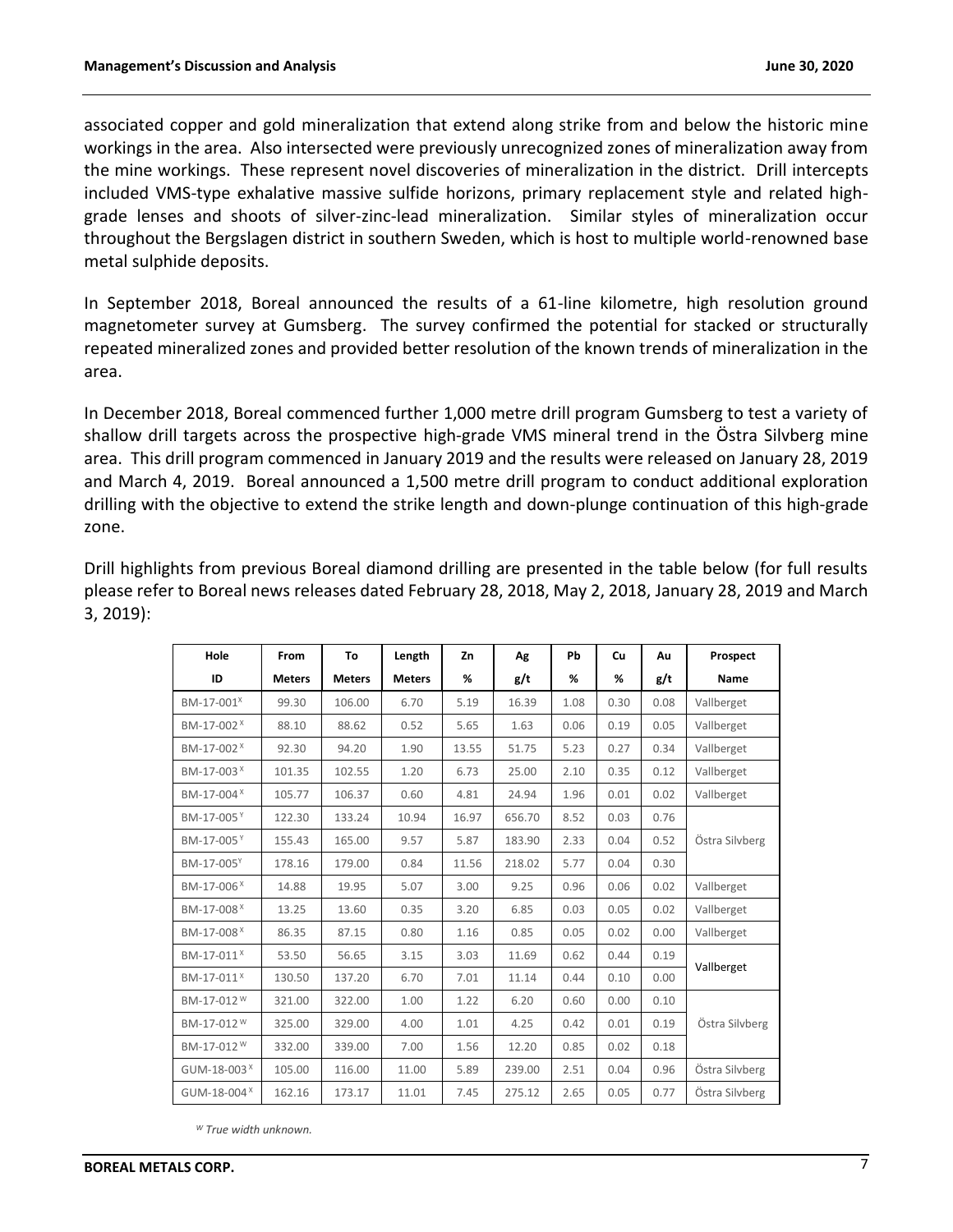associated copper and gold mineralization that extend along strike from and below the historic mine workings in the area. Also intersected were previously unrecognized zones of mineralization away from the mine workings. These represent novel discoveries of mineralization in the district. Drill intercepts included VMS-type exhalative massive sulfide horizons, primary replacement style and related high-grade lenses and shoots of silver-zinc-lead mineralization. Similar styles of mineralization occur throughout the Bergslagen district in southern Sweden, which is host to multiple world-renowned base metal sulphide deposits.

In September 2018, Boreal announced the results of a 61-line kilometre, high resolution ground magnetometer survey at Gumsberg. The survey confirmed the potential for stacked or structurally repeated mineralized zones and provided better resolution of the known trends of mineralization in the area.

In December 2018, Boreal commenced further 1,000 metre drill program Gumsberg to test a variety of shallow drill targets across the prospective high-grade VMS mineral trend in the Östra Silvberg mine area. This drill program commenced in January 2019 and the results were released on January 28, 2019 and March 4, 2019. Boreal announced a 1,500 metre drill program to conduct additional exploration drilling with the objective to extend the strike length and down-plunge continuation of this high-grade zone.

Drill highlights from previous Boreal diamond drilling are presented in the table below (for full results please refer to Boreal news releases dated February 28, 2018, May 2, 2018, January 28, 2019 and March 3, 2019):

| Hole ID | From Meters | To Meters | Length Meters | Zn % | Ag g/t | Pb % | Cu % | Au g/t | Prospect Name |
|---|---|---|---|---|---|---|---|---|---|
| BM-17-001[X] | 99.30 | 106.00 | 6.70 | 5.19 | 16.39 | 1.08 | 0.30 | 0.08 | Vallberget |
| BM-17-002[X] | 88.10 | 88.62 | 0.52 | 5.65 | 1.63 | 0.06 | 0.19 | 0.05 | Vallberget |
| BM-17-002[X] | 92.30 | 94.20 | 1.90 | 13.55 | 51.75 | 5.23 | 0.27 | 0.34 | Vallberget |
| BM-17-003[X] | 101.35 | 102.55 | 1.20 | 6.73 | 25.00 | 2.10 | 0.35 | 0.12 | Vallberget |
| BM-17-004[X] | 105.77 | 106.37 | 0.60 | 4.81 | 24.94 | 1.96 | 0.01 | 0.02 | Vallberget |
| BM-17-005[Y] | 122.30 | 133.24 | 10.94 | 16.97 | 656.70 | 8.52 | 0.03 | 0.76 | Östra Silvberg |
| BM-17-005[Y] | 155.43 | 165.00 | 9.57 | 5.87 | 183.90 | 2.33 | 0.04 | 0.52 | |
| BM-17-005[Y] | 178.16 | 179.00 | 0.84 | 11.56 | 218.02 | 5.77 | 0.04 | 0.30 | |
| BM-17-006[X] | 14.88 | 19.95 | 5.07 | 3.00 | 9.25 | 0.96 | 0.06 | 0.02 | Vallberget |
| BM-17-008[X] | 13.25 | 13.60 | 0.35 | 3.20 | 6.85 | 0.03 | 0.05 | 0.02 | Vallberget |
| BM-17-008[X] | 86.35 | 87.15 | 0.80 | 1.16 | 0.85 | 0.05 | 0.02 | 0.00 | Vallberget |
| BM-17-011[X] | 53.50 | 56.65 | 3.15 | 3.03 | 11.69 | 0.62 | 0.44 | 0.19 | Vallberget |
| BM-17-011[X] | 130.50 | 137.20 | 6.70 | 7.01 | 11.14 | 0.44 | 0.10 | 0.00 | |
| BM-17-012[W] | 321.00 | 322.00 | 1.00 | 1.22 | 6.20 | 0.60 | 0.00 | 0.10 | Östra Silvberg |
| BM-17-012[W] | 325.00 | 329.00 | 4.00 | 1.01 | 4.25 | 0.42 | 0.01 | 0.19 | |
| BM-17-012[W] | 332.00 | 339.00 | 7.00 | 1.56 | 12.20 | 0.85 | 0.02 | 0.18 | |
| GUM-18-003[X] | 105.00 | 116.00 | 11.00 | 5.89 | 239.00 | 2.51 | 0.04 | 0.96 | Östra Silvberg |
| GUM-18-004[X] | 162.16 | 173.17 | 11.01 | 7.45 | 275.12 | 2.65 | 0.05 | 0.77 | Östra Silvberg |

*[W] True width unknown.*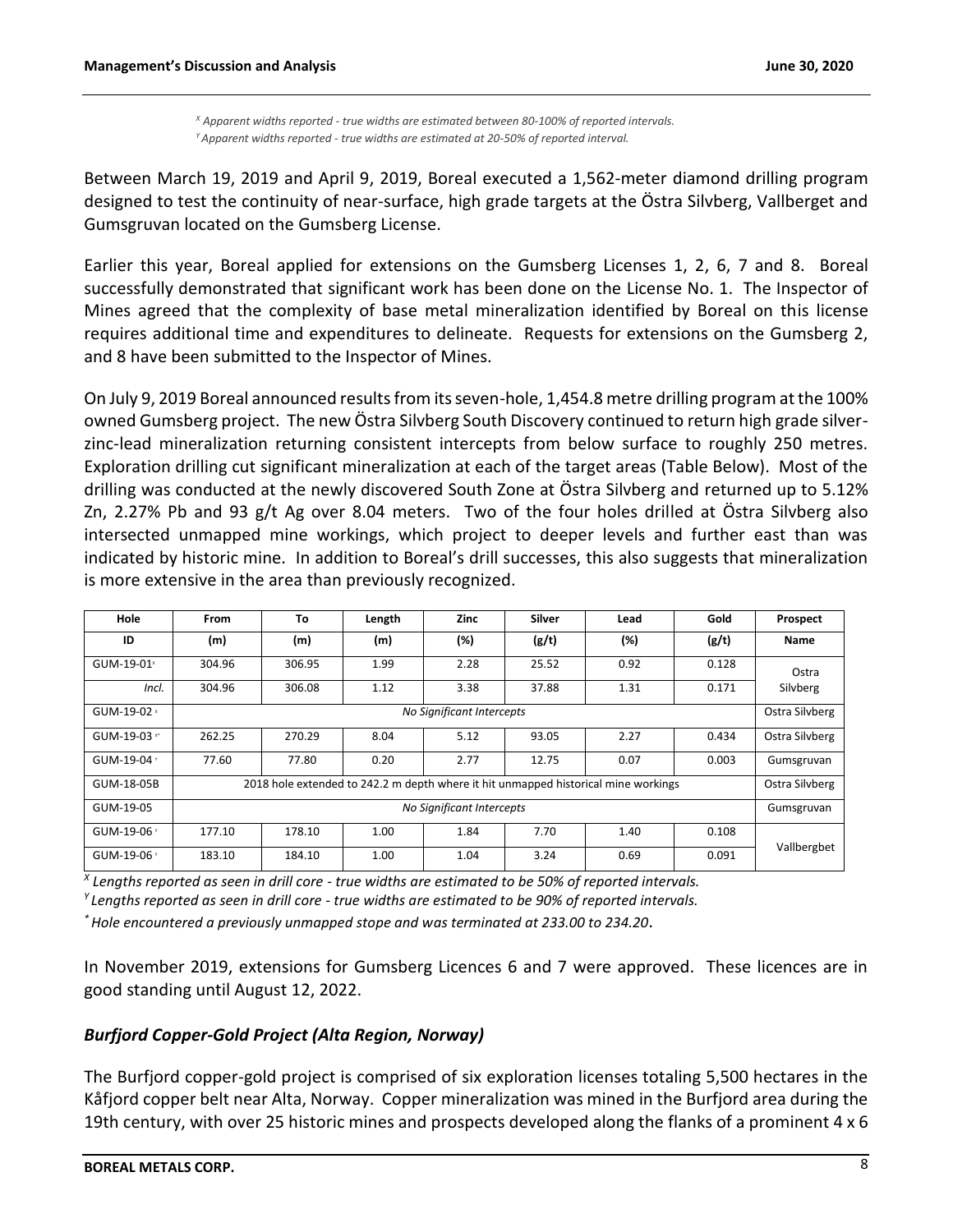[X] *Apparent widths reported - true widths are estimated between 80-100% of reported intervals.*
[Y] *Apparent widths reported - true widths are estimated at 20-50% of reported interval.*

Between March 19, 2019 and April 9, 2019, Boreal executed a 1,562-meter diamond drilling program designed to test the continuity of near-surface, high grade targets at the Östra Silvberg, Vallberget and Gumsgruvan located on the Gumsberg License.

Earlier this year, Boreal applied for extensions on the Gumsberg Licenses 1, 2, 6, 7 and 8. Boreal successfully demonstrated that significant work has been done on the License No. 1. The Inspector of Mines agreed that the complexity of base metal mineralization identified by Boreal on this license requires additional time and expenditures to delineate. Requests for extensions on the Gumsberg 2, and 8 have been submitted to the Inspector of Mines.

On July 9, 2019 Boreal announced results from its seven-hole, 1,454.8 metre drilling program at the 100% owned Gumsberg project. The new Östra Silvberg South Discovery continued to return high grade silver-zinc-lead mineralization returning consistent intercepts from below surface to roughly 250 metres. Exploration drilling cut significant mineralization at each of the target areas (Table Below). Most of the drilling was conducted at the newly discovered South Zone at Östra Silvberg and returned up to 5.12% Zn, 2.27% Pb and 93 g/t Ag over 8.04 meters. Two of the four holes drilled at Östra Silvberg also intersected unmapped mine workings, which project to deeper levels and further east than was indicated by historic mine. In addition to Boreal's drill successes, this also suggests that mineralization is more extensive in the area than previously recognized.

| Hole | From | To | Length | Zinc | Silver | Lead | Gold | Prospect |
|---|---|---|---|---|---|---|---|---|
| ID | (m) | (m) | (m) | (%) | (g/t) | (%) | (g/t) | Name |
| GUM-19-01[X] | 304.96 | 306.95 | 1.99 | 2.28 | 25.52 | 0.92 | 0.128 | Ostra Silvberg |
| *Incl.* | 304.96 | 306.08 | 1.12 | 3.38 | 37.88 | 1.31 | 0.171 | |
| GUM-19-02[X] | *No Significant Intercepts* | | | | | | | Ostra Silvberg |
| GUM-19-03[X*] | 262.25 | 270.29 | 8.04 | 5.12 | 93.05 | 2.27 | 0.434 | Ostra Silvberg |
| GUM-19-04[Y] | 77.60 | 77.80 | 0.20 | 2.77 | 12.75 | 0.07 | 0.003 | Gumsgruvan |
| GUM-18-05B | 2018 hole extended to 242.2 m depth where it hit unmapped historical mine workings | | | | | | | Ostra Silvberg |
| GUM-19-05 | *No Significant Intercepts* | | | | | | | Gumsgruvan |
| GUM-19-06[Y] | 177.10 | 178.10 | 1.00 | 1.84 | 7.70 | 1.40 | 0.108 | Vallbergbet |
| GUM-19-06[Y] | 183.10 | 184.10 | 1.00 | 1.04 | 3.24 | 0.69 | 0.091 | |

[X] *Lengths reported as seen in drill core - true widths are estimated to be 50% of reported intervals.*
[Y] *Lengths reported as seen in drill core - true widths are estimated to be 90% of reported intervals.*
[*] *Hole encountered a previously unmapped stope and was terminated at 233.00 to 234.20*.

In November 2019, extensions for Gumsberg Licences 6 and 7 were approved. These licences are in good standing until August 12, 2022.

### *Burfjord Copper-Gold Project (Alta Region, Norway)*

The Burfjord copper-gold project is comprised of six exploration licenses totaling 5,500 hectares in the Kåfjord copper belt near Alta, Norway. Copper mineralization was mined in the Burfjord area during the 19th century, with over 25 historic mines and prospects developed along the flanks of a prominent 4 x 6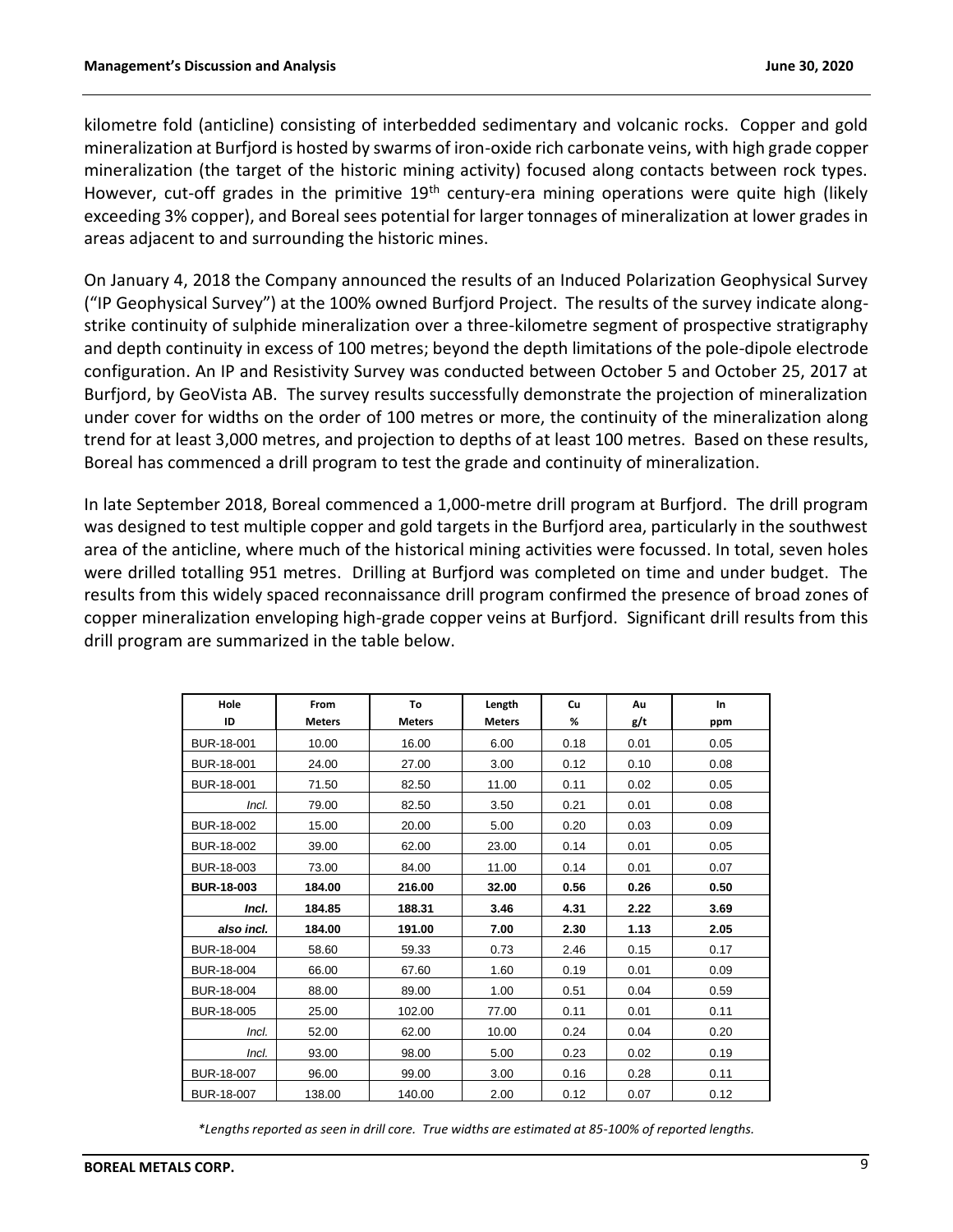kilometre fold (anticline) consisting of interbedded sedimentary and volcanic rocks. Copper and gold mineralization at Burfjord is hosted by swarms of iron-oxide rich carbonate veins, with high grade copper mineralization (the target of the historic mining activity) focused along contacts between rock types. However, cut-off grades in the primitive 19th century-era mining operations were quite high (likely exceeding 3% copper), and Boreal sees potential for larger tonnages of mineralization at lower grades in areas adjacent to and surrounding the historic mines.

On January 4, 2018 the Company announced the results of an Induced Polarization Geophysical Survey ("IP Geophysical Survey") at the 100% owned Burfjord Project. The results of the survey indicate along-strike continuity of sulphide mineralization over a three-kilometre segment of prospective stratigraphy and depth continuity in excess of 100 metres; beyond the depth limitations of the pole-dipole electrode configuration. An IP and Resistivity Survey was conducted between October 5 and October 25, 2017 at Burfjord, by GeoVista AB. The survey results successfully demonstrate the projection of mineralization under cover for widths on the order of 100 metres or more, the continuity of the mineralization along trend for at least 3,000 metres, and projection to depths of at least 100 metres. Based on these results, Boreal has commenced a drill program to test the grade and continuity of mineralization.

In late September 2018, Boreal commenced a 1,000-metre drill program at Burfjord. The drill program was designed to test multiple copper and gold targets in the Burfjord area, particularly in the southwest area of the anticline, where much of the historical mining activities were focussed. In total, seven holes were drilled totalling 951 metres. Drilling at Burfjord was completed on time and under budget. The results from this widely spaced reconnaissance drill program confirmed the presence of broad zones of copper mineralization enveloping high-grade copper veins at Burfjord. Significant drill results from this drill program are summarized in the table below.

| Hole ID | From Meters | To Meters | Length Meters | Cu % | Au g/t | In ppm |
|---|---|---|---|---|---|---|
| BUR-18-001 | 10.00 | 16.00 | 6.00 | 0.18 | 0.01 | 0.05 |
| BUR-18-001 | 24.00 | 27.00 | 3.00 | 0.12 | 0.10 | 0.08 |
| BUR-18-001 | 71.50 | 82.50 | 11.00 | 0.11 | 0.02 | 0.05 |
| *Incl.* | 79.00 | 82.50 | 3.50 | 0.21 | 0.01 | 0.08 |
| BUR-18-002 | 15.00 | 20.00 | 5.00 | 0.20 | 0.03 | 0.09 |
| BUR-18-002 | 39.00 | 62.00 | 23.00 | 0.14 | 0.01 | 0.05 |
| BUR-18-003 | 73.00 | 84.00 | 11.00 | 0.14 | 0.01 | 0.07 |
| **BUR-18-003** | **184.00** | **216.00** | **32.00** | **0.56** | **0.26** | **0.50** |
| ***Incl.*** | **184.85** | **188.31** | **3.46** | **4.31** | **2.22** | **3.69** |
| ***also incl.*** | **184.00** | **191.00** | **7.00** | **2.30** | **1.13** | **2.05** |
| BUR-18-004 | 58.60 | 59.33 | 0.73 | 2.46 | 0.15 | 0.17 |
| BUR-18-004 | 66.00 | 67.60 | 1.60 | 0.19 | 0.01 | 0.09 |
| BUR-18-004 | 88.00 | 89.00 | 1.00 | 0.51 | 0.04 | 0.59 |
| BUR-18-005 | 25.00 | 102.00 | 77.00 | 0.11 | 0.01 | 0.11 |
| *Incl.* | 52.00 | 62.00 | 10.00 | 0.24 | 0.04 | 0.20 |
| *Incl.* | 93.00 | 98.00 | 5.00 | 0.23 | 0.02 | 0.19 |
| BUR-18-007 | 96.00 | 99.00 | 3.00 | 0.16 | 0.28 | 0.11 |
| BUR-18-007 | 138.00 | 140.00 | 2.00 | 0.12 | 0.07 | 0.12 |

*\*Lengths reported as seen in drill core. True widths are estimated at 85-100% of reported lengths.*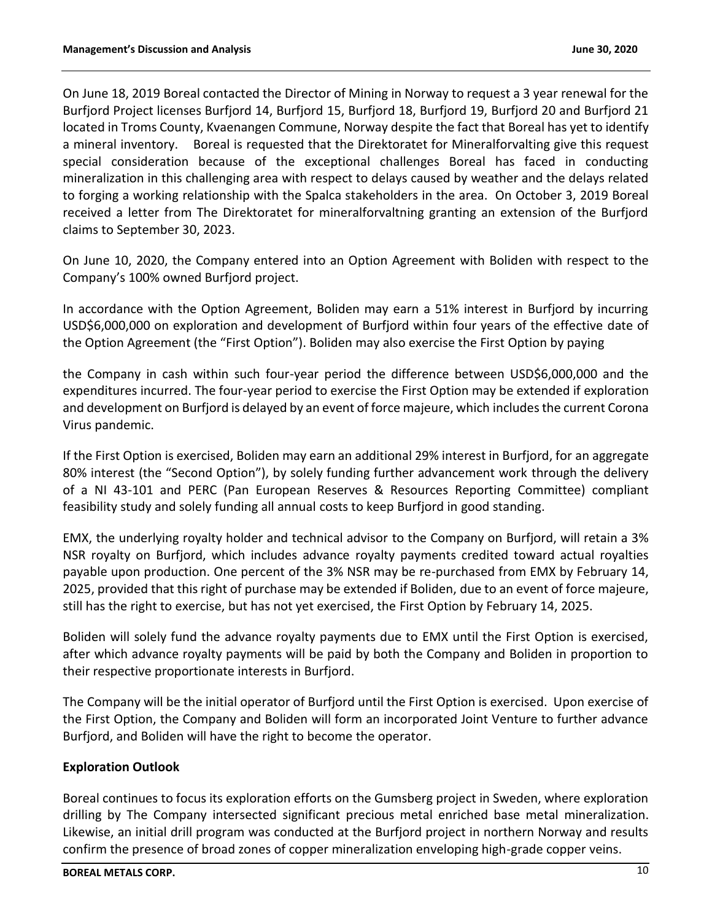On June 18, 2019 Boreal contacted the Director of Mining in Norway to request a 3 year renewal for the Burfjord Project licenses Burfjord 14, Burfjord 15, Burfjord 18, Burfjord 19, Burfjord 20 and Burfjord 21 located in Troms County, Kvaenangen Commune, Norway despite the fact that Boreal has yet to identify a mineral inventory. Boreal is requested that the Direktoratet for Mineralforvalting give this request special consideration because of the exceptional challenges Boreal has faced in conducting mineralization in this challenging area with respect to delays caused by weather and the delays related to forging a working relationship with the Spalca stakeholders in the area. On October 3, 2019 Boreal received a letter from The Direktoratet for mineralforvaltning granting an extension of the Burfjord claims to September 30, 2023.

On June 10, 2020, the Company entered into an Option Agreement with Boliden with respect to the Company's 100% owned Burfjord project.

In accordance with the Option Agreement, Boliden may earn a 51% interest in Burfjord by incurring USD$6,000,000 on exploration and development of Burfjord within four years of the effective date of the Option Agreement (the "First Option"). Boliden may also exercise the First Option by paying the Company in cash within such four-year period the difference between USD$6,000,000 and the expenditures incurred. The four-year period to exercise the First Option may be extended if exploration and development on Burfjord is delayed by an event of force majeure, which includes the current Corona Virus pandemic.

If the First Option is exercised, Boliden may earn an additional 29% interest in Burfjord, for an aggregate 80% interest (the "Second Option"), by solely funding further advancement work through the delivery of a NI 43-101 and PERC (Pan European Reserves & Resources Reporting Committee) compliant feasibility study and solely funding all annual costs to keep Burfjord in good standing.

EMX, the underlying royalty holder and technical advisor to the Company on Burfjord, will retain a 3% NSR royalty on Burfjord, which includes advance royalty payments credited toward actual royalties payable upon production. One percent of the 3% NSR may be re-purchased from EMX by February 14, 2025, provided that this right of purchase may be extended if Boliden, due to an event of force majeure, still has the right to exercise, but has not yet exercised, the First Option by February 14, 2025.

Boliden will solely fund the advance royalty payments due to EMX until the First Option is exercised, after which advance royalty payments will be paid by both the Company and Boliden in proportion to their respective proportionate interests in Burfjord.

The Company will be the initial operator of Burfjord until the First Option is exercised. Upon exercise of the First Option, the Company and Boliden will form an incorporated Joint Venture to further advance Burfjord, and Boliden will have the right to become the operator.

## Exploration Outlook

Boreal continues to focus its exploration efforts on the Gumsberg project in Sweden, where exploration drilling by The Company intersected significant precious metal enriched base metal mineralization. Likewise, an initial drill program was conducted at the Burfjord project in northern Norway and results confirm the presence of broad zones of copper mineralization enveloping high-grade copper veins.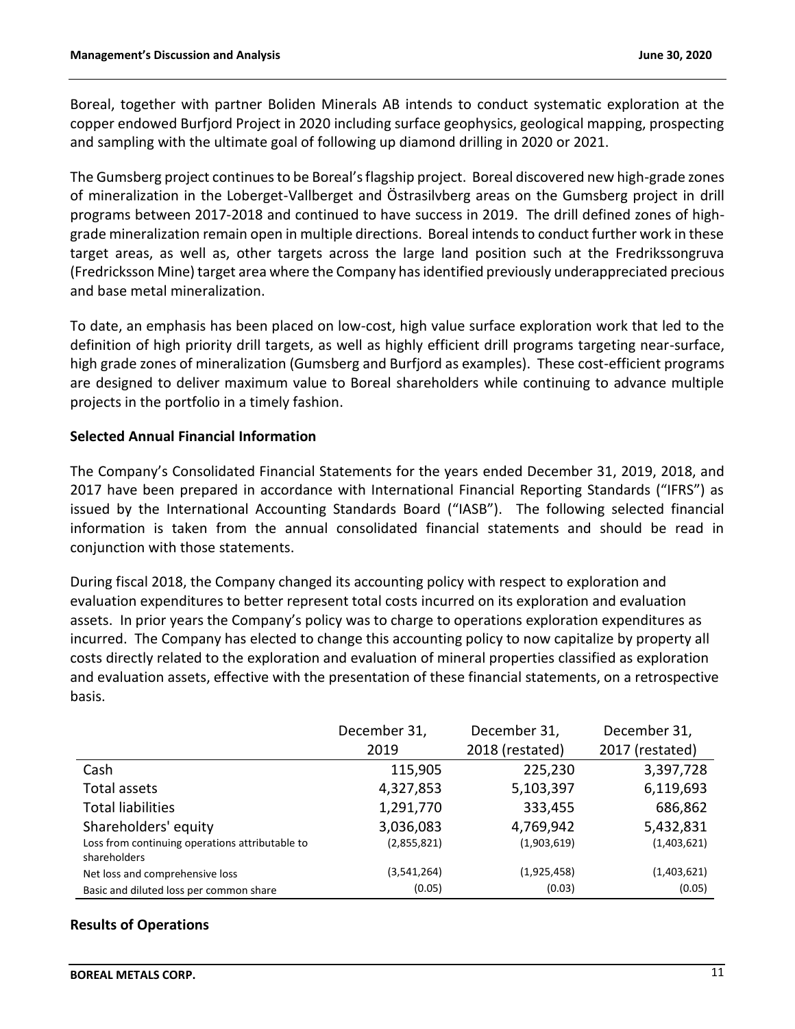Boreal, together with partner Boliden Minerals AB intends to conduct systematic exploration at the copper endowed Burfjord Project in 2020 including surface geophysics, geological mapping, prospecting and sampling with the ultimate goal of following up diamond drilling in 2020 or 2021.

The Gumsberg project continues to be Boreal's flagship project. Boreal discovered new high-grade zones of mineralization in the Loberget-Vallberget and Östrasilvberg areas on the Gumsberg project in drill programs between 2017-2018 and continued to have success in 2019. The drill defined zones of high-grade mineralization remain open in multiple directions. Boreal intends to conduct further work in these target areas, as well as, other targets across the large land position such at the Fredrikssongruva (Fredricksson Mine) target area where the Company has identified previously underappreciated precious and base metal mineralization.

To date, an emphasis has been placed on low-cost, high value surface exploration work that led to the definition of high priority drill targets, as well as highly efficient drill programs targeting near-surface, high grade zones of mineralization (Gumsberg and Burfjord as examples). These cost-efficient programs are designed to deliver maximum value to Boreal shareholders while continuing to advance multiple projects in the portfolio in a timely fashion.

## Selected Annual Financial Information

The Company's Consolidated Financial Statements for the years ended December 31, 2019, 2018, and 2017 have been prepared in accordance with International Financial Reporting Standards ("IFRS") as issued by the International Accounting Standards Board ("IASB"). The following selected financial information is taken from the annual consolidated financial statements and should be read in conjunction with those statements.

During fiscal 2018, the Company changed its accounting policy with respect to exploration and evaluation expenditures to better represent total costs incurred on its exploration and evaluation assets. In prior years the Company's policy was to charge to operations exploration expenditures as incurred. The Company has elected to change this accounting policy to now capitalize by property all costs directly related to the exploration and evaluation of mineral properties classified as exploration and evaluation assets, effective with the presentation of these financial statements, on a retrospective basis.

| | December 31, 2019 | December 31, 2018 (restated) | December 31, 2017 (restated) |
|---|---|---|---|
| Cash | 115,905 | 225,230 | 3,397,728 |
| Total assets | 4,327,853 | 5,103,397 | 6,119,693 |
| Total liabilities | 1,291,770 | 333,455 | 686,862 |
| Shareholders' equity | 3,036,083 | 4,769,942 | 5,432,831 |
| Loss from continuing operations attributable to shareholders | (2,855,821) | (1,903,619) | (1,403,621) |
| Net loss and comprehensive loss | (3,541,264) | (1,925,458) | (1,403,621) |
| Basic and diluted loss per common share | (0.05) | (0.03) | (0.05) |

## Results of Operations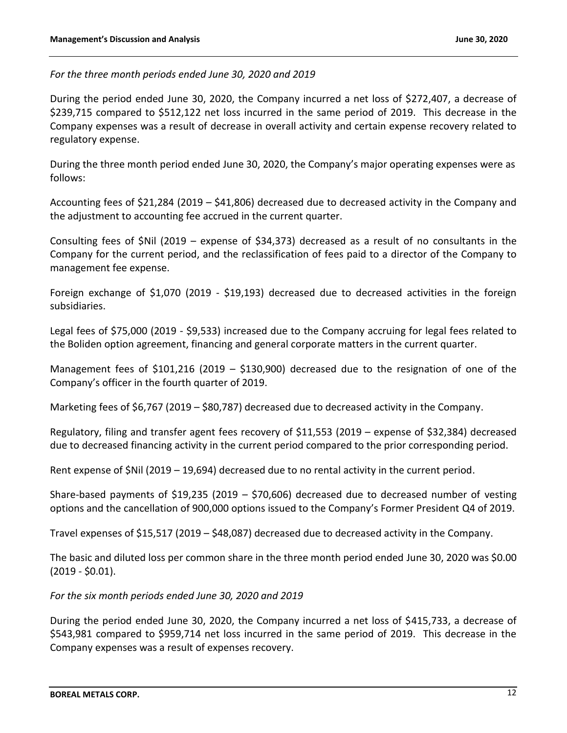*For the three month periods ended June 30, 2020 and 2019*

During the period ended June 30, 2020, the Company incurred a net loss of $272,407, a decrease of $239,715 compared to $512,122 net loss incurred in the same period of 2019. This decrease in the Company expenses was a result of decrease in overall activity and certain expense recovery related to regulatory expense.

During the three month period ended June 30, 2020, the Company's major operating expenses were as follows:

Accounting fees of $21,284 (2019 – $41,806) decreased due to decreased activity in the Company and the adjustment to accounting fee accrued in the current quarter.

Consulting fees of $Nil (2019 – expense of $34,373) decreased as a result of no consultants in the Company for the current period, and the reclassification of fees paid to a director of the Company to management fee expense.

Foreign exchange of $1,070 (2019 - $19,193) decreased due to decreased activities in the foreign subsidiaries.

Legal fees of $75,000 (2019 - $9,533) increased due to the Company accruing for legal fees related to the Boliden option agreement, financing and general corporate matters in the current quarter.

Management fees of $101,216 (2019 – $130,900) decreased due to the resignation of one of the Company's officer in the fourth quarter of 2019.

Marketing fees of $6,767 (2019 – $80,787) decreased due to decreased activity in the Company.

Regulatory, filing and transfer agent fees recovery of $11,553 (2019 – expense of $32,384) decreased due to decreased financing activity in the current period compared to the prior corresponding period.

Rent expense of $Nil (2019 – 19,694) decreased due to no rental activity in the current period.

Share-based payments of $19,235 (2019 – $70,606) decreased due to decreased number of vesting options and the cancellation of 900,000 options issued to the Company's Former President Q4 of 2019.

Travel expenses of $15,517 (2019 – $48,087) decreased due to decreased activity in the Company.

The basic and diluted loss per common share in the three month period ended June 30, 2020 was $0.00 (2019 - $0.01).

*For the six month periods ended June 30, 2020 and 2019*

During the period ended June 30, 2020, the Company incurred a net loss of $415,733, a decrease of $543,981 compared to $959,714 net loss incurred in the same period of 2019. This decrease in the Company expenses was a result of expenses recovery.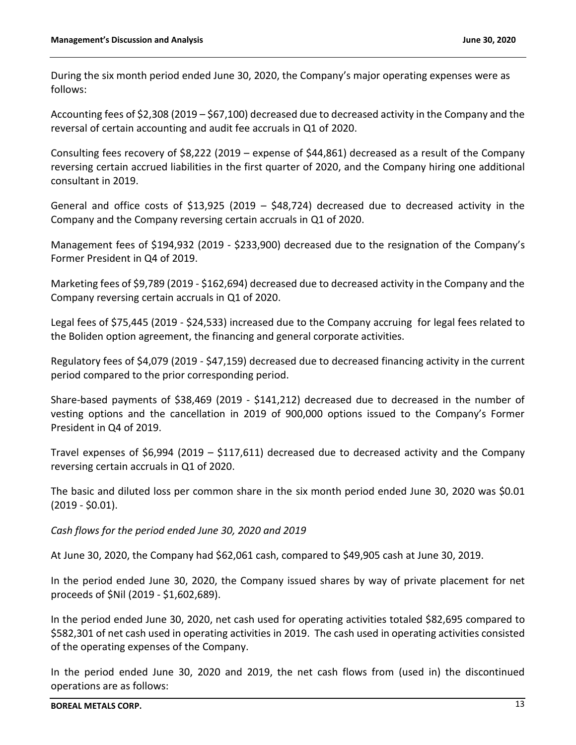During the six month period ended June 30, 2020, the Company's major operating expenses were as follows:

Accounting fees of $2,308 (2019 – $67,100) decreased due to decreased activity in the Company and the reversal of certain accounting and audit fee accruals in Q1 of 2020.

Consulting fees recovery of $8,222 (2019 – expense of $44,861) decreased as a result of the Company reversing certain accrued liabilities in the first quarter of 2020, and the Company hiring one additional consultant in 2019.

General and office costs of $13,925 (2019 – $48,724) decreased due to decreased activity in the Company and the Company reversing certain accruals in Q1 of 2020.

Management fees of $194,932 (2019 - $233,900) decreased due to the resignation of the Company's Former President in Q4 of 2019.

Marketing fees of $9,789 (2019 - $162,694) decreased due to decreased activity in the Company and the Company reversing certain accruals in Q1 of 2020.

Legal fees of $75,445 (2019 - $24,533) increased due to the Company accruing for legal fees related to the Boliden option agreement, the financing and general corporate activities.

Regulatory fees of $4,079 (2019 - $47,159) decreased due to decreased financing activity in the current period compared to the prior corresponding period.

Share-based payments of $38,469 (2019 - $141,212) decreased due to decreased in the number of vesting options and the cancellation in 2019 of 900,000 options issued to the Company's Former President in Q4 of 2019.

Travel expenses of $6,994 (2019 – $117,611) decreased due to decreased activity and the Company reversing certain accruals in Q1 of 2020.

The basic and diluted loss per common share in the six month period ended June 30, 2020 was $0.01 (2019 - $0.01).

*Cash flows for the period ended June 30, 2020 and 2019*

At June 30, 2020, the Company had $62,061 cash, compared to $49,905 cash at June 30, 2019.

In the period ended June 30, 2020, the Company issued shares by way of private placement for net proceeds of $Nil (2019 - $1,602,689).

In the period ended June 30, 2020, net cash used for operating activities totaled $82,695 compared to $582,301 of net cash used in operating activities in 2019. The cash used in operating activities consisted of the operating expenses of the Company.

In the period ended June 30, 2020 and 2019, the net cash flows from (used in) the discontinued operations are as follows: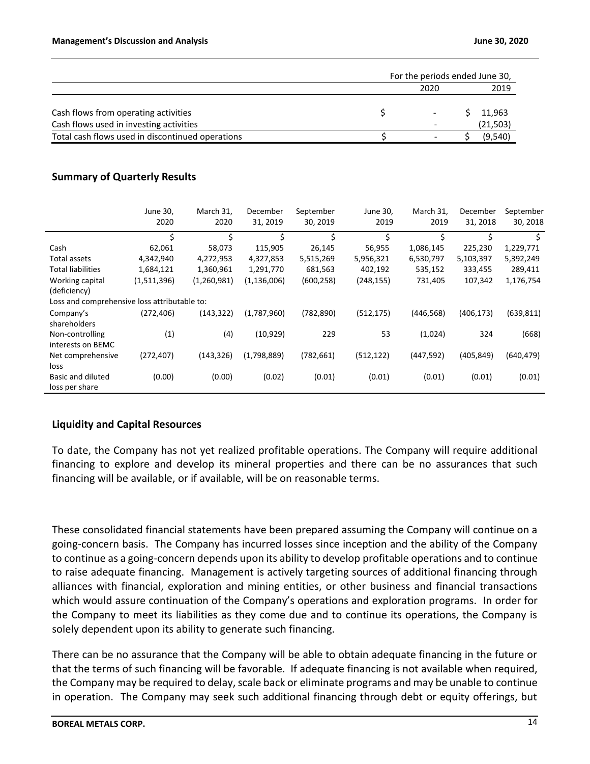| | For the periods ended June 30, | |
|---|---|---|
| | 2020 | 2019 |
| Cash flows from operating activities | $ - | $ 11,963 |
| Cash flows used in investing activities | - | (21,503) |
| Total cash flows used in discontinued operations | $ - | $ (9,540) |

### Summary of Quarterly Results

| | June 30, 2020 | March 31, 2020 | December 31, 2019 | September 30, 2019 | June 30, 2019 | March 31, 2019 | December 31, 2018 | September 30, 2018 |
|---|---|---|---|---|---|---|---|---|
| | $ | $ | $ | $ | $ | $ | $ | $ |
| Cash | 62,061 | 58,073 | 115,905 | 26,145 | 56,955 | 1,086,145 | 225,230 | 1,229,771 |
| Total assets | 4,342,940 | 4,272,953 | 4,327,853 | 5,515,269 | 5,956,321 | 6,530,797 | 5,103,397 | 5,392,249 |
| Total liabilities | 1,684,121 | 1,360,961 | 1,291,770 | 681,563 | 402,192 | 535,152 | 333,455 | 289,411 |
| Working capital (deficiency) | (1,511,396) | (1,260,981) | (1,136,006) | (600,258) | (248,155) | 731,405 | 107,342 | 1,176,754 |
| Loss and comprehensive loss attributable to: | | | | | | | | |
| Company's shareholders | (272,406) | (143,322) | (1,787,960) | (782,890) | (512,175) | (446,568) | (406,173) | (639,811) |
| Non-controlling interests on BEMC | (1) | (4) | (10,929) | 229 | 53 | (1,024) | 324 | (668) |
| Net comprehensive loss | (272,407) | (143,326) | (1,798,889) | (782,661) | (512,122) | (447,592) | (405,849) | (640,479) |
| Basic and diluted loss per share | (0.00) | (0.00) | (0.02) | (0.01) | (0.01) | (0.01) | (0.01) | (0.01) |

### Liquidity and Capital Resources

To date, the Company has not yet realized profitable operations. The Company will require additional financing to explore and develop its mineral properties and there can be no assurances that such financing will be available, or if available, will be on reasonable terms.

These consolidated financial statements have been prepared assuming the Company will continue on a going-concern basis. The Company has incurred losses since inception and the ability of the Company to continue as a going-concern depends upon its ability to develop profitable operations and to continue to raise adequate financing. Management is actively targeting sources of additional financing through alliances with financial, exploration and mining entities, or other business and financial transactions which would assure continuation of the Company's operations and exploration programs. In order for the Company to meet its liabilities as they come due and to continue its operations, the Company is solely dependent upon its ability to generate such financing.

There can be no assurance that the Company will be able to obtain adequate financing in the future or that the terms of such financing will be favorable. If adequate financing is not available when required, the Company may be required to delay, scale back or eliminate programs and may be unable to continue in operation. The Company may seek such additional financing through debt or equity offerings, but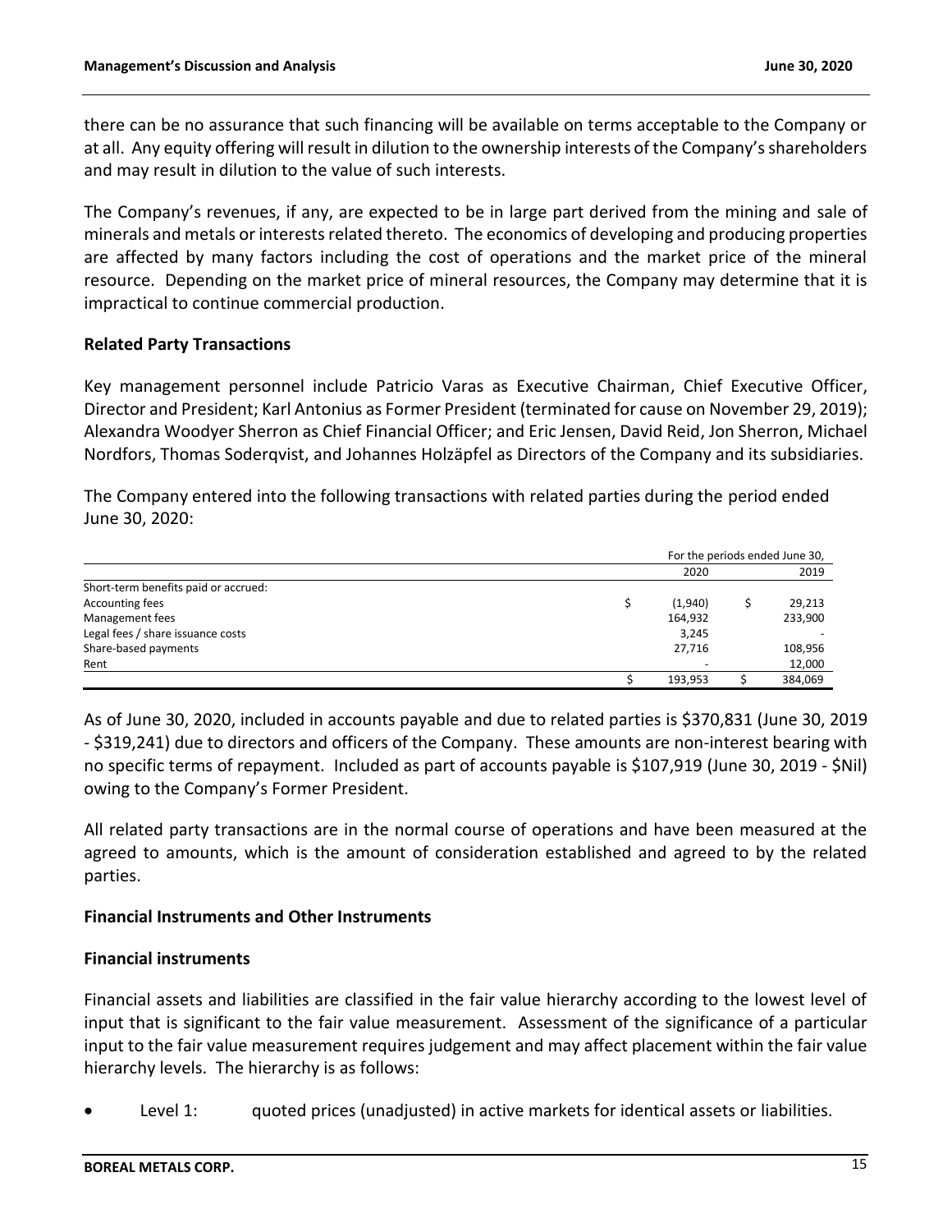there can be no assurance that such financing will be available on terms acceptable to the Company or at all. Any equity offering will result in dilution to the ownership interests of the Company's shareholders and may result in dilution to the value of such interests.

The Company's revenues, if any, are expected to be in large part derived from the mining and sale of minerals and metals or interests related thereto. The economics of developing and producing properties are affected by many factors including the cost of operations and the market price of the mineral resource. Depending on the market price of mineral resources, the Company may determine that it is impractical to continue commercial production.

**Related Party Transactions**

Key management personnel include Patricio Varas as Executive Chairman, Chief Executive Officer, Director and President; Karl Antonius as Former President (terminated for cause on November 29, 2019); Alexandra Woodyer Sherron as Chief Financial Officer; and Eric Jensen, David Reid, Jon Sherron, Michael Nordfors, Thomas Soderqvist, and Johannes Holzäpfel as Directors of the Company and its subsidiaries.

The Company entered into the following transactions with related parties during the period ended June 30, 2020:

| | For the periods ended June 30, | |
|---|---|---|
| | 2020 | 2019 |
| Short-term benefits paid or accrued: | | |
| Accounting fees | $ (1,940) | $ 29,213 |
| Management fees | 164,932 | 233,900 |
| Legal fees / share issuance costs | 3,245 | - |
| Share-based payments | 27,716 | 108,956 |
| Rent | - | 12,000 |
| | $ 193,953 | $ 384,069 |

As of June 30, 2020, included in accounts payable and due to related parties is $370,831 (June 30, 2019 - $319,241) due to directors and officers of the Company. These amounts are non-interest bearing with no specific terms of repayment. Included as part of accounts payable is $107,919 (June 30, 2019 - $Nil) owing to the Company's Former President.

All related party transactions are in the normal course of operations and have been measured at the agreed to amounts, which is the amount of consideration established and agreed to by the related parties.

**Financial Instruments and Other Instruments**

**Financial instruments**

Financial assets and liabilities are classified in the fair value hierarchy according to the lowest level of input that is significant to the fair value measurement. Assessment of the significance of a particular input to the fair value measurement requires judgement and may affect placement within the fair value hierarchy levels. The hierarchy is as follows:

- Level 1: quoted prices (unadjusted) in active markets for identical assets or liabilities.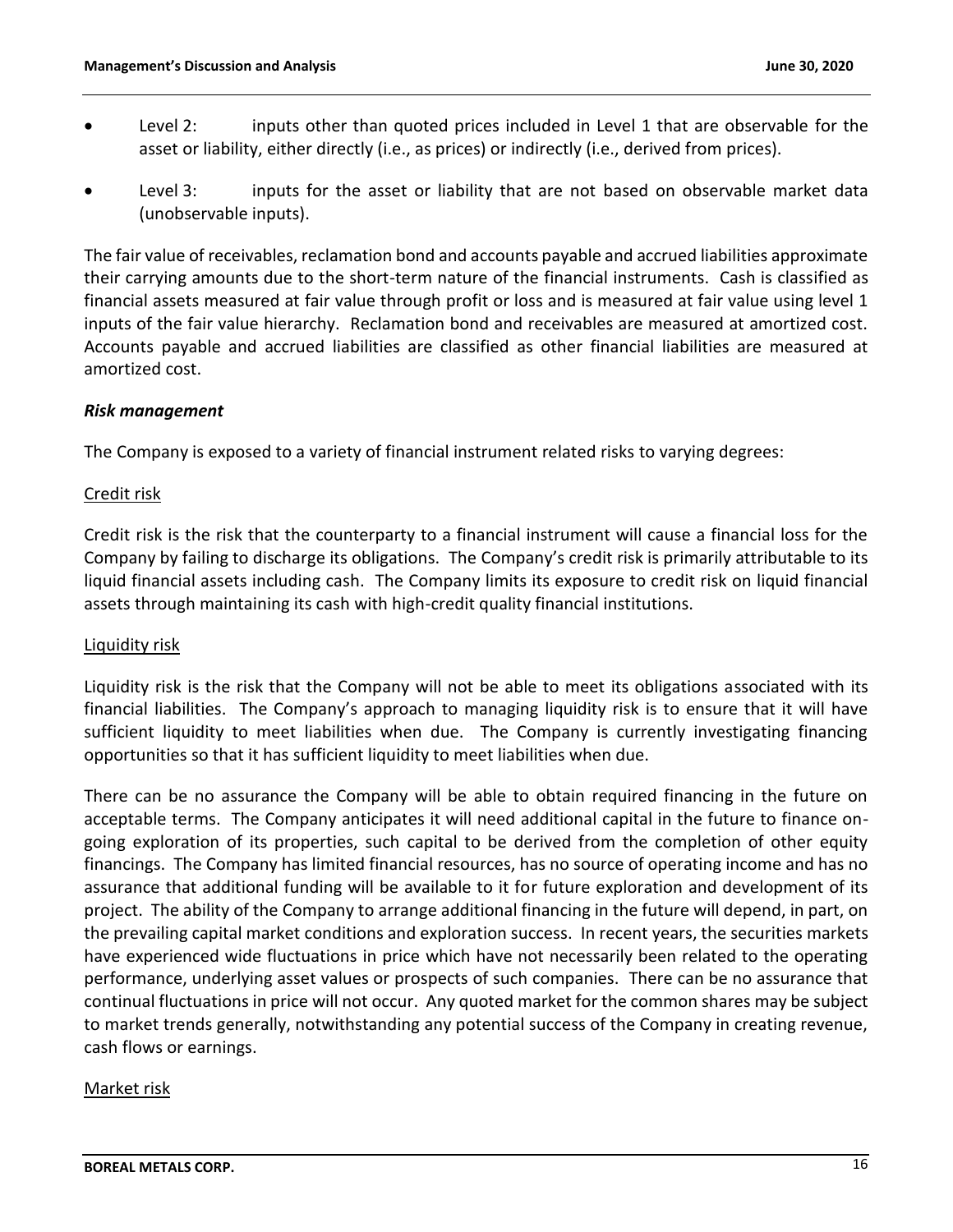- Level 2: inputs other than quoted prices included in Level 1 that are observable for the asset or liability, either directly (i.e., as prices) or indirectly (i.e., derived from prices).
- Level 3: inputs for the asset or liability that are not based on observable market data (unobservable inputs).

The fair value of receivables, reclamation bond and accounts payable and accrued liabilities approximate their carrying amounts due to the short-term nature of the financial instruments. Cash is classified as financial assets measured at fair value through profit or loss and is measured at fair value using level 1 inputs of the fair value hierarchy. Reclamation bond and receivables are measured at amortized cost. Accounts payable and accrued liabilities are classified as other financial liabilities are measured at amortized cost.

***Risk management***

The Company is exposed to a variety of financial instrument related risks to varying degrees:

Credit risk

Credit risk is the risk that the counterparty to a financial instrument will cause a financial loss for the Company by failing to discharge its obligations. The Company's credit risk is primarily attributable to its liquid financial assets including cash. The Company limits its exposure to credit risk on liquid financial assets through maintaining its cash with high-credit quality financial institutions.

Liquidity risk

Liquidity risk is the risk that the Company will not be able to meet its obligations associated with its financial liabilities. The Company's approach to managing liquidity risk is to ensure that it will have sufficient liquidity to meet liabilities when due. The Company is currently investigating financing opportunities so that it has sufficient liquidity to meet liabilities when due.

There can be no assurance the Company will be able to obtain required financing in the future on acceptable terms. The Company anticipates it will need additional capital in the future to finance on-going exploration of its properties, such capital to be derived from the completion of other equity financings. The Company has limited financial resources, has no source of operating income and has no assurance that additional funding will be available to it for future exploration and development of its project. The ability of the Company to arrange additional financing in the future will depend, in part, on the prevailing capital market conditions and exploration success. In recent years, the securities markets have experienced wide fluctuations in price which have not necessarily been related to the operating performance, underlying asset values or prospects of such companies. There can be no assurance that continual fluctuations in price will not occur. Any quoted market for the common shares may be subject to market trends generally, notwithstanding any potential success of the Company in creating revenue, cash flows or earnings.

Market risk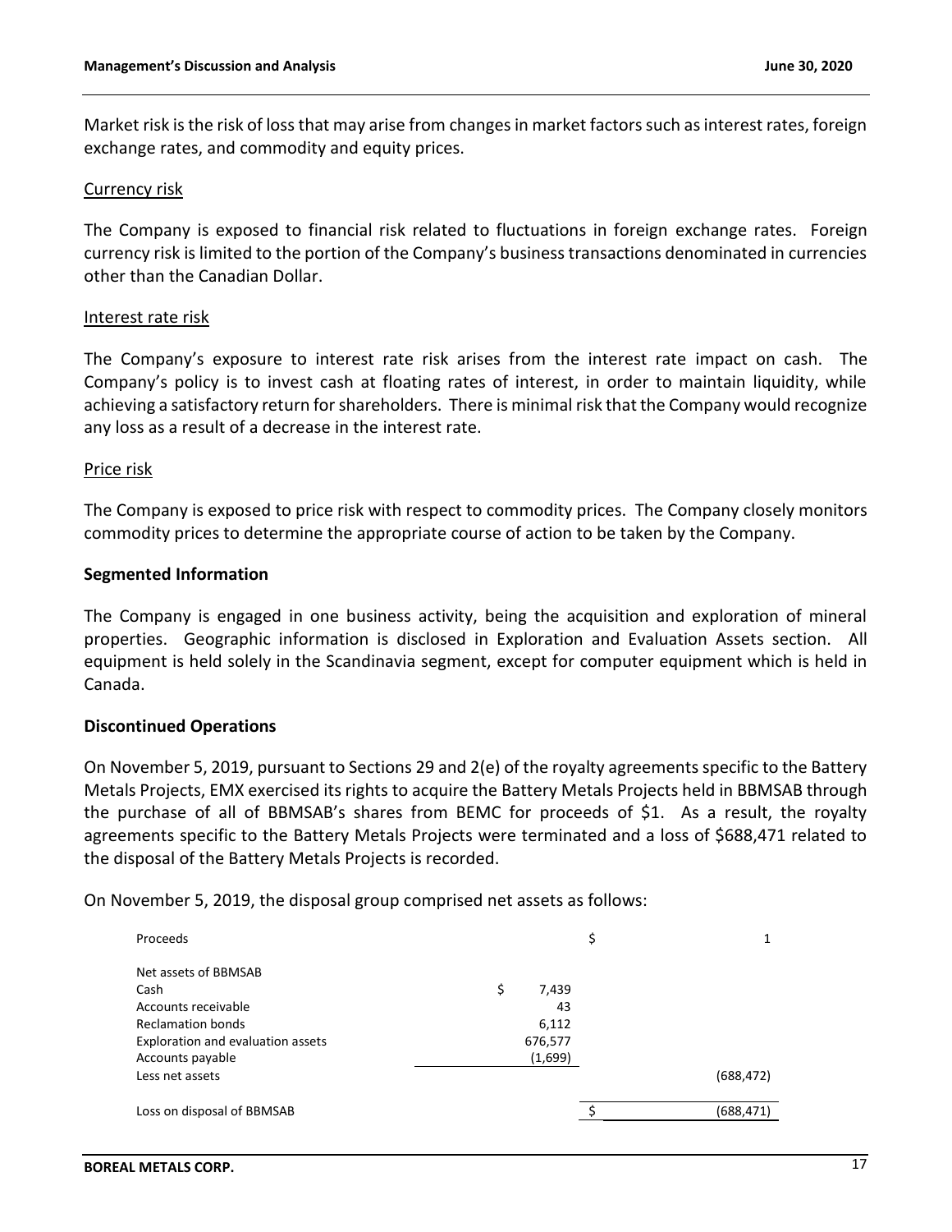Market risk is the risk of loss that may arise from changes in market factors such as interest rates, foreign exchange rates, and commodity and equity prices.

Currency risk

The Company is exposed to financial risk related to fluctuations in foreign exchange rates. Foreign currency risk is limited to the portion of the Company's business transactions denominated in currencies other than the Canadian Dollar.

Interest rate risk

The Company's exposure to interest rate risk arises from the interest rate impact on cash. The Company's policy is to invest cash at floating rates of interest, in order to maintain liquidity, while achieving a satisfactory return for shareholders. There is minimal risk that the Company would recognize any loss as a result of a decrease in the interest rate.

Price risk

The Company is exposed to price risk with respect to commodity prices. The Company closely monitors commodity prices to determine the appropriate course of action to be taken by the Company.

**Segmented Information**

The Company is engaged in one business activity, being the acquisition and exploration of mineral properties. Geographic information is disclosed in Exploration and Evaluation Assets section. All equipment is held solely in the Scandinavia segment, except for computer equipment which is held in Canada.

**Discontinued Operations**

On November 5, 2019, pursuant to Sections 29 and 2(e) of the royalty agreements specific to the Battery Metals Projects, EMX exercised its rights to acquire the Battery Metals Projects held in BBMSAB through the purchase of all of BBMSAB's shares from BEMC for proceeds of $1. As a result, the royalty agreements specific to the Battery Metals Projects were terminated and a loss of $688,471 related to the disposal of the Battery Metals Projects is recorded.

On November 5, 2019, the disposal group comprised net assets as follows:

| | | |
|---|---|---|
| Proceeds | | $ 1 |
| Net assets of BBMSAB | | |
| Cash | $ 7,439 | |
| Accounts receivable | 43 | |
| Reclamation bonds | 6,112 | |
| Exploration and evaluation assets | 676,577 | |
| Accounts payable | (1,699) | |
| Less net assets | | (688,472) |
| Loss on disposal of BBMSAB | | $ (688,471) |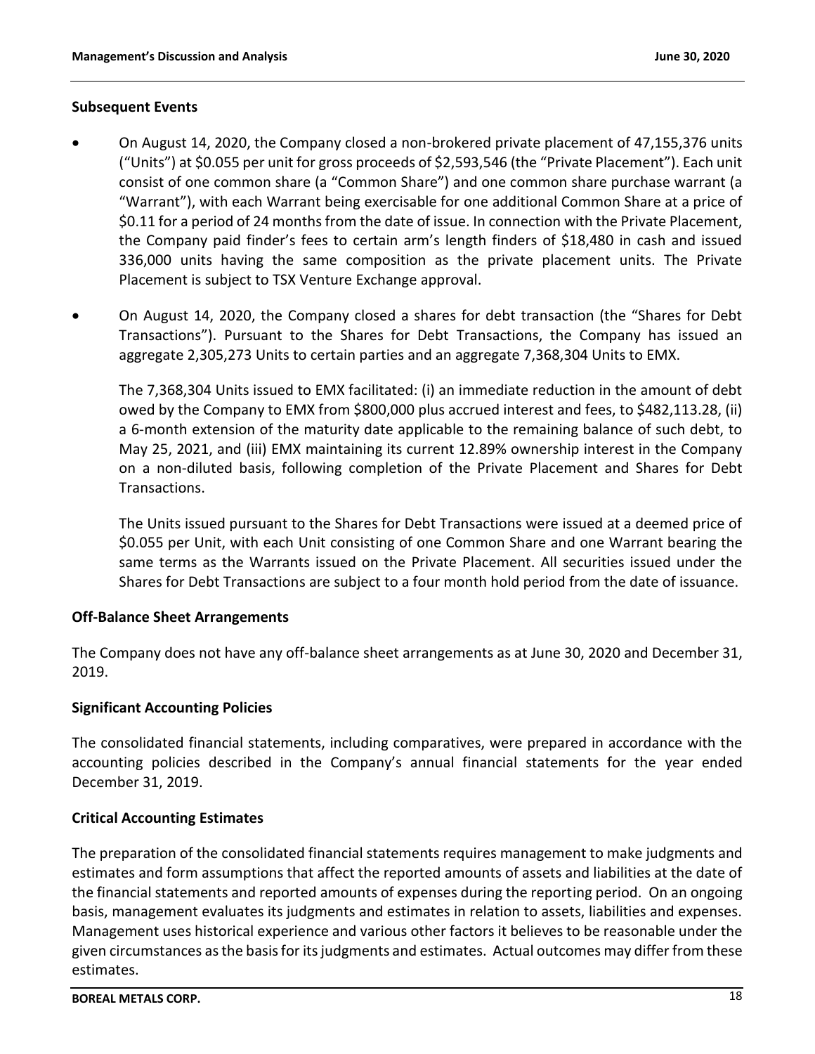## Subsequent Events

- On August 14, 2020, the Company closed a non-brokered private placement of 47,155,376 units ("Units") at $0.055 per unit for gross proceeds of $2,593,546 (the "Private Placement"). Each unit consist of one common share (a "Common Share") and one common share purchase warrant (a "Warrant"), with each Warrant being exercisable for one additional Common Share at a price of $0.11 for a period of 24 months from the date of issue. In connection with the Private Placement, the Company paid finder's fees to certain arm's length finders of $18,480 in cash and issued 336,000 units having the same composition as the private placement units. The Private Placement is subject to TSX Venture Exchange approval.

- On August 14, 2020, the Company closed a shares for debt transaction (the "Shares for Debt Transactions"). Pursuant to the Shares for Debt Transactions, the Company has issued an aggregate 2,305,273 Units to certain parties and an aggregate 7,368,304 Units to EMX.

  The 7,368,304 Units issued to EMX facilitated: (i) an immediate reduction in the amount of debt owed by the Company to EMX from $800,000 plus accrued interest and fees, to $482,113.28, (ii) a 6-month extension of the maturity date applicable to the remaining balance of such debt, to May 25, 2021, and (iii) EMX maintaining its current 12.89% ownership interest in the Company on a non-diluted basis, following completion of the Private Placement and Shares for Debt Transactions.

  The Units issued pursuant to the Shares for Debt Transactions were issued at a deemed price of $0.055 per Unit, with each Unit consisting of one Common Share and one Warrant bearing the same terms as the Warrants issued on the Private Placement. All securities issued under the Shares for Debt Transactions are subject to a four month hold period from the date of issuance.

## Off-Balance Sheet Arrangements

The Company does not have any off-balance sheet arrangements as at June 30, 2020 and December 31, 2019.

## Significant Accounting Policies

The consolidated financial statements, including comparatives, were prepared in accordance with the accounting policies described in the Company's annual financial statements for the year ended December 31, 2019.

## Critical Accounting Estimates

The preparation of the consolidated financial statements requires management to make judgments and estimates and form assumptions that affect the reported amounts of assets and liabilities at the date of the financial statements and reported amounts of expenses during the reporting period. On an ongoing basis, management evaluates its judgments and estimates in relation to assets, liabilities and expenses. Management uses historical experience and various other factors it believes to be reasonable under the given circumstances as the basis for its judgments and estimates. Actual outcomes may differ from these estimates.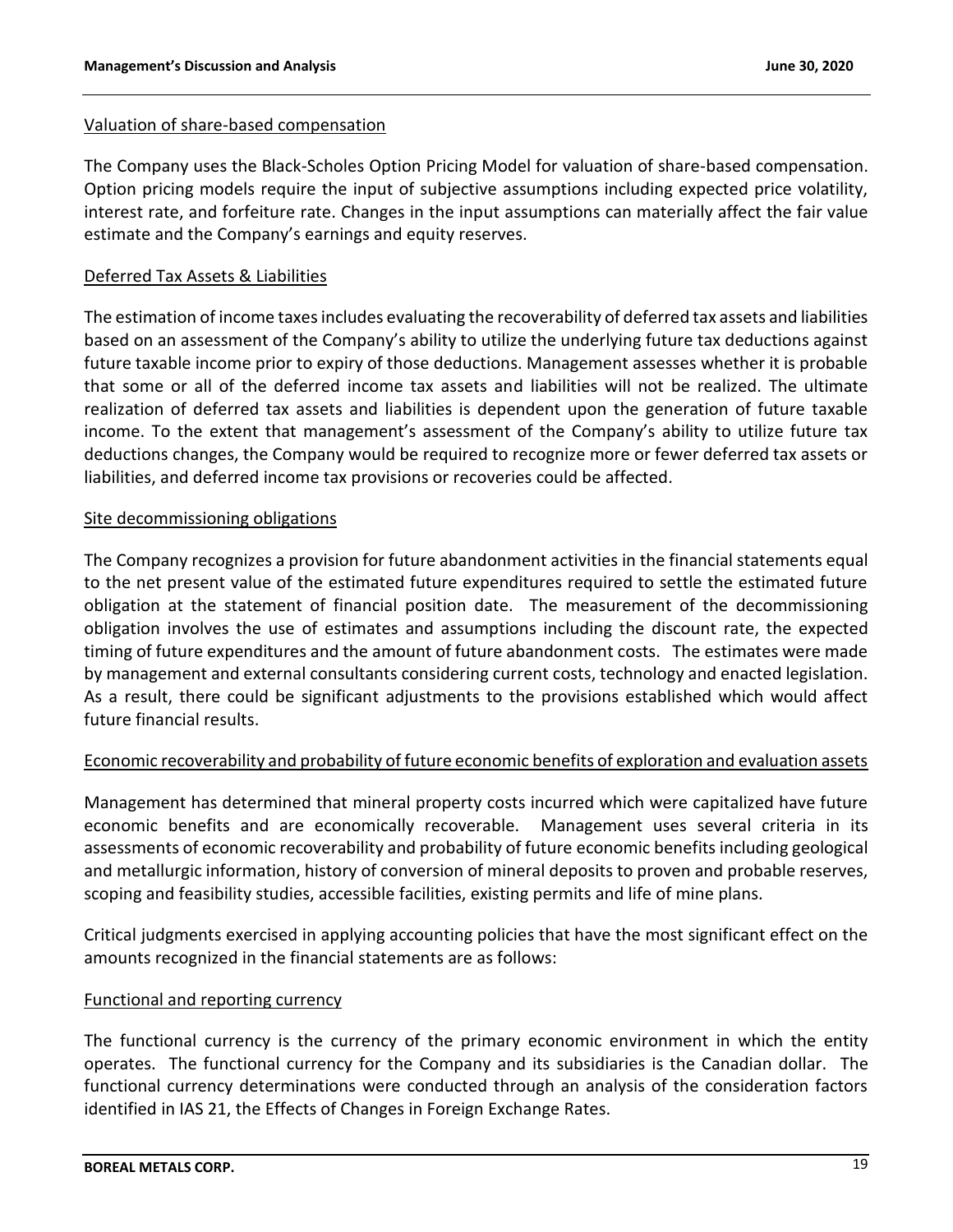### Valuation of share-based compensation

The Company uses the Black-Scholes Option Pricing Model for valuation of share-based compensation. Option pricing models require the input of subjective assumptions including expected price volatility, interest rate, and forfeiture rate. Changes in the input assumptions can materially affect the fair value estimate and the Company's earnings and equity reserves.

### Deferred Tax Assets & Liabilities

The estimation of income taxes includes evaluating the recoverability of deferred tax assets and liabilities based on an assessment of the Company's ability to utilize the underlying future tax deductions against future taxable income prior to expiry of those deductions. Management assesses whether it is probable that some or all of the deferred income tax assets and liabilities will not be realized. The ultimate realization of deferred tax assets and liabilities is dependent upon the generation of future taxable income. To the extent that management's assessment of the Company's ability to utilize future tax deductions changes, the Company would be required to recognize more or fewer deferred tax assets or liabilities, and deferred income tax provisions or recoveries could be affected.

### Site decommissioning obligations

The Company recognizes a provision for future abandonment activities in the financial statements equal to the net present value of the estimated future expenditures required to settle the estimated future obligation at the statement of financial position date. The measurement of the decommissioning obligation involves the use of estimates and assumptions including the discount rate, the expected timing of future expenditures and the amount of future abandonment costs. The estimates were made by management and external consultants considering current costs, technology and enacted legislation. As a result, there could be significant adjustments to the provisions established which would affect future financial results.

### Economic recoverability and probability of future economic benefits of exploration and evaluation assets

Management has determined that mineral property costs incurred which were capitalized have future economic benefits and are economically recoverable. Management uses several criteria in its assessments of economic recoverability and probability of future economic benefits including geological and metallurgic information, history of conversion of mineral deposits to proven and probable reserves, scoping and feasibility studies, accessible facilities, existing permits and life of mine plans.

Critical judgments exercised in applying accounting policies that have the most significant effect on the amounts recognized in the financial statements are as follows:

### Functional and reporting currency

The functional currency is the currency of the primary economic environment in which the entity operates. The functional currency for the Company and its subsidiaries is the Canadian dollar. The functional currency determinations were conducted through an analysis of the consideration factors identified in IAS 21, the Effects of Changes in Foreign Exchange Rates.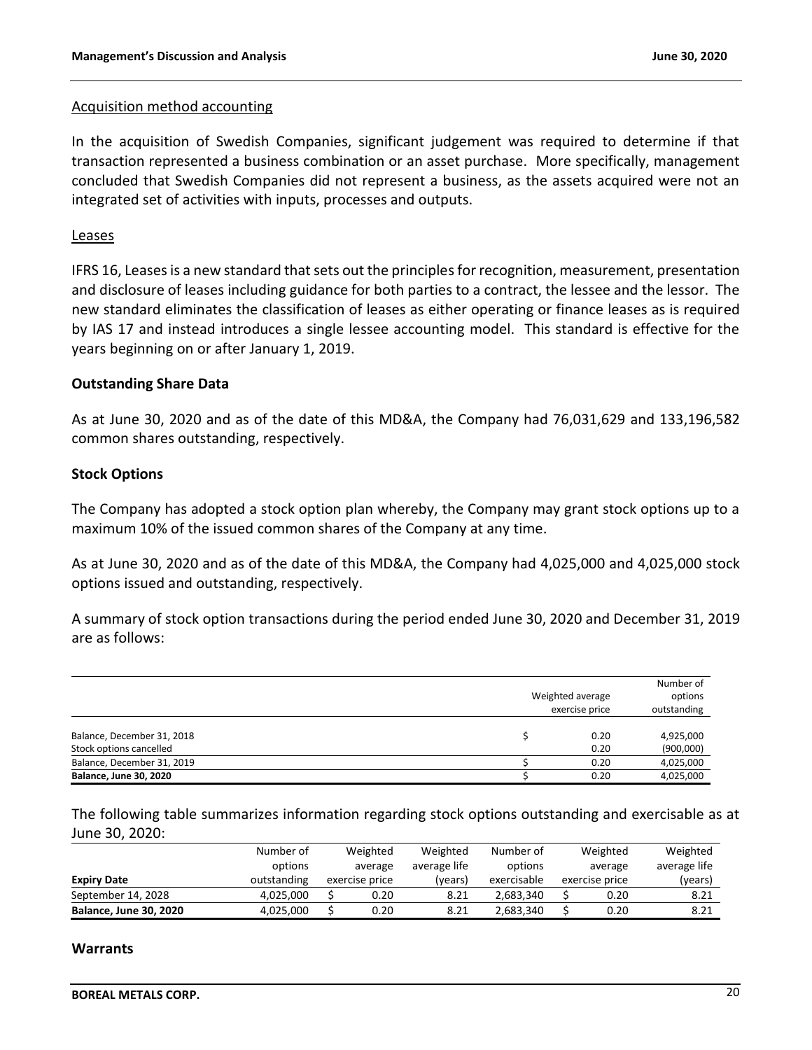Acquisition method accounting

In the acquisition of Swedish Companies, significant judgement was required to determine if that transaction represented a business combination or an asset purchase. More specifically, management concluded that Swedish Companies did not represent a business, as the assets acquired were not an integrated set of activities with inputs, processes and outputs.

Leases

IFRS 16, Leases is a new standard that sets out the principles for recognition, measurement, presentation and disclosure of leases including guidance for both parties to a contract, the lessee and the lessor. The new standard eliminates the classification of leases as either operating or finance leases as is required by IAS 17 and instead introduces a single lessee accounting model. This standard is effective for the years beginning on or after January 1, 2019.

## Outstanding Share Data

As at June 30, 2020 and as of the date of this MD&A, the Company had 76,031,629 and 133,196,582 common shares outstanding, respectively.

## Stock Options

The Company has adopted a stock option plan whereby, the Company may grant stock options up to a maximum 10% of the issued common shares of the Company at any time.

As at June 30, 2020 and as of the date of this MD&A, the Company had 4,025,000 and 4,025,000 stock options issued and outstanding, respectively.

A summary of stock option transactions during the period ended June 30, 2020 and December 31, 2019 are as follows:

| | Weighted average exercise price | Number of options outstanding |
|---|---|---|
| Balance, December 31, 2018 | $ 0.20 | 4,925,000 |
| Stock options cancelled | 0.20 | (900,000) |
| Balance, December 31, 2019 | $ 0.20 | 4,025,000 |
| **Balance, June 30, 2020** | $ 0.20 | 4,025,000 |

The following table summarizes information regarding stock options outstanding and exercisable as at June 30, 2020:

| Expiry Date | Number of options outstanding | Weighted average exercise price | Weighted average life (years) | Number of options exercisable | Weighted average exercise price | Weighted average life (years) |
|---|---|---|---|---|---|---|
| September 14, 2028 | 4,025,000 | $ 0.20 | 8.21 | 2,683,340 | $ 0.20 | 8.21 |
| **Balance, June 30, 2020** | 4,025,000 | $ 0.20 | 8.21 | 2,683,340 | $ 0.20 | 8.21 |

## Warrants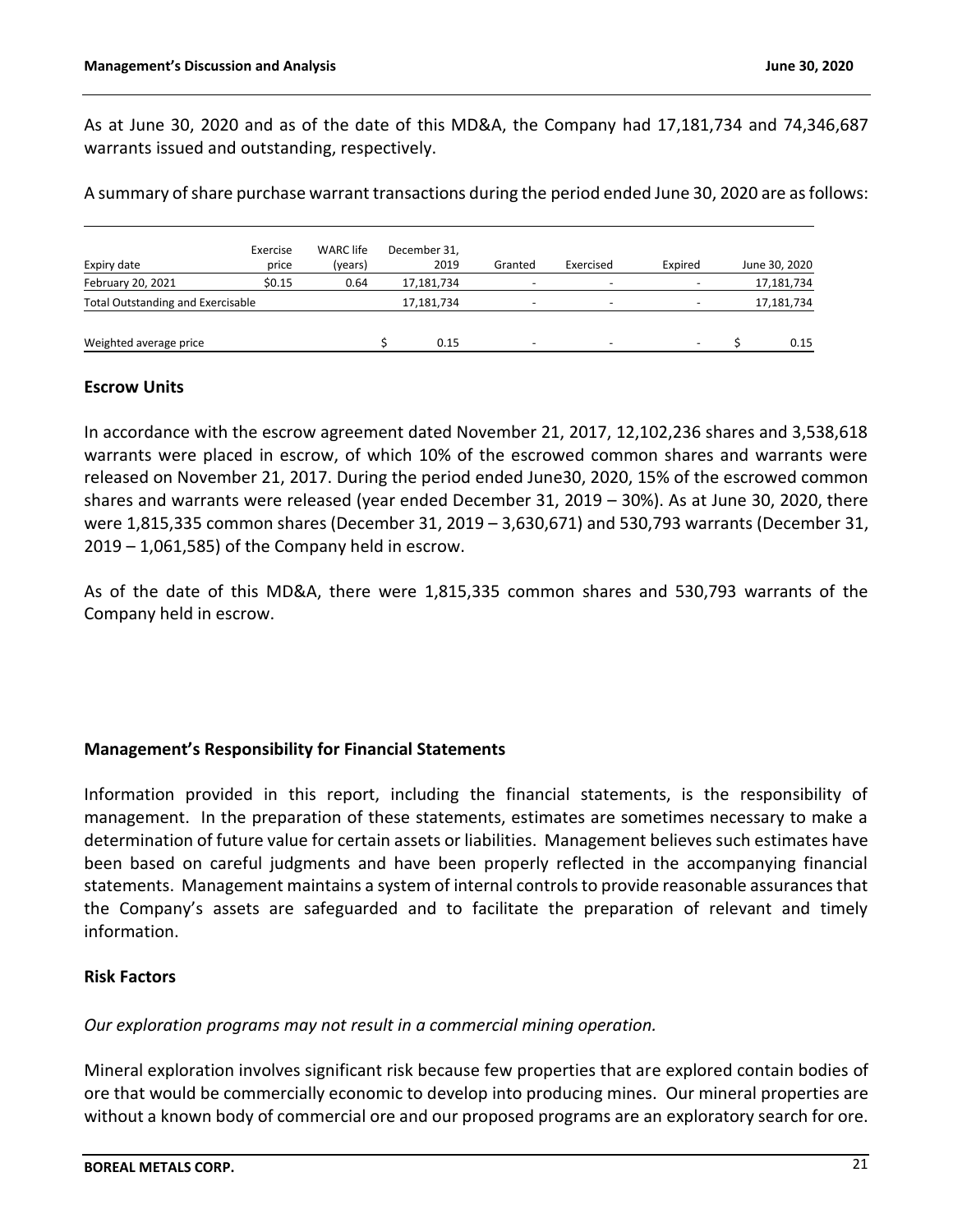As at June 30, 2020 and as of the date of this MD&A, the Company had 17,181,734 and 74,346,687 warrants issued and outstanding, respectively.

A summary of share purchase warrant transactions during the period ended June 30, 2020 are as follows:

| Expiry date | Exercise price | WARC life (years) | December 31, 2019 | Granted | Exercised | Expired | June 30, 2020 |
|---|---|---|---|---|---|---|---|
| February 20, 2021 | $0.15 | 0.64 | 17,181,734 | - | - | - | 17,181,734 |
| Total Outstanding and Exercisable | | | 17,181,734 | - | - | - | 17,181,734 |
| | | | | | | | |
| Weighted average price | | | $ 0.15 | - | - | - | $ 0.15 |

## Escrow Units

In accordance with the escrow agreement dated November 21, 2017, 12,102,236 shares and 3,538,618 warrants were placed in escrow, of which 10% of the escrowed common shares and warrants were released on November 21, 2017. During the period ended June30, 2020, 15% of the escrowed common shares and warrants were released (year ended December 31, 2019 – 30%). As at June 30, 2020, there were 1,815,335 common shares (December 31, 2019 – 3,630,671) and 530,793 warrants (December 31, 2019 – 1,061,585) of the Company held in escrow.

As of the date of this MD&A, there were 1,815,335 common shares and 530,793 warrants of the Company held in escrow.

## Management's Responsibility for Financial Statements

Information provided in this report, including the financial statements, is the responsibility of management. In the preparation of these statements, estimates are sometimes necessary to make a determination of future value for certain assets or liabilities. Management believes such estimates have been based on careful judgments and have been properly reflected in the accompanying financial statements. Management maintains a system of internal controls to provide reasonable assurances that the Company's assets are safeguarded and to facilitate the preparation of relevant and timely information.

## Risk Factors

*Our exploration programs may not result in a commercial mining operation.*

Mineral exploration involves significant risk because few properties that are explored contain bodies of ore that would be commercially economic to develop into producing mines. Our mineral properties are without a known body of commercial ore and our proposed programs are an exploratory search for ore.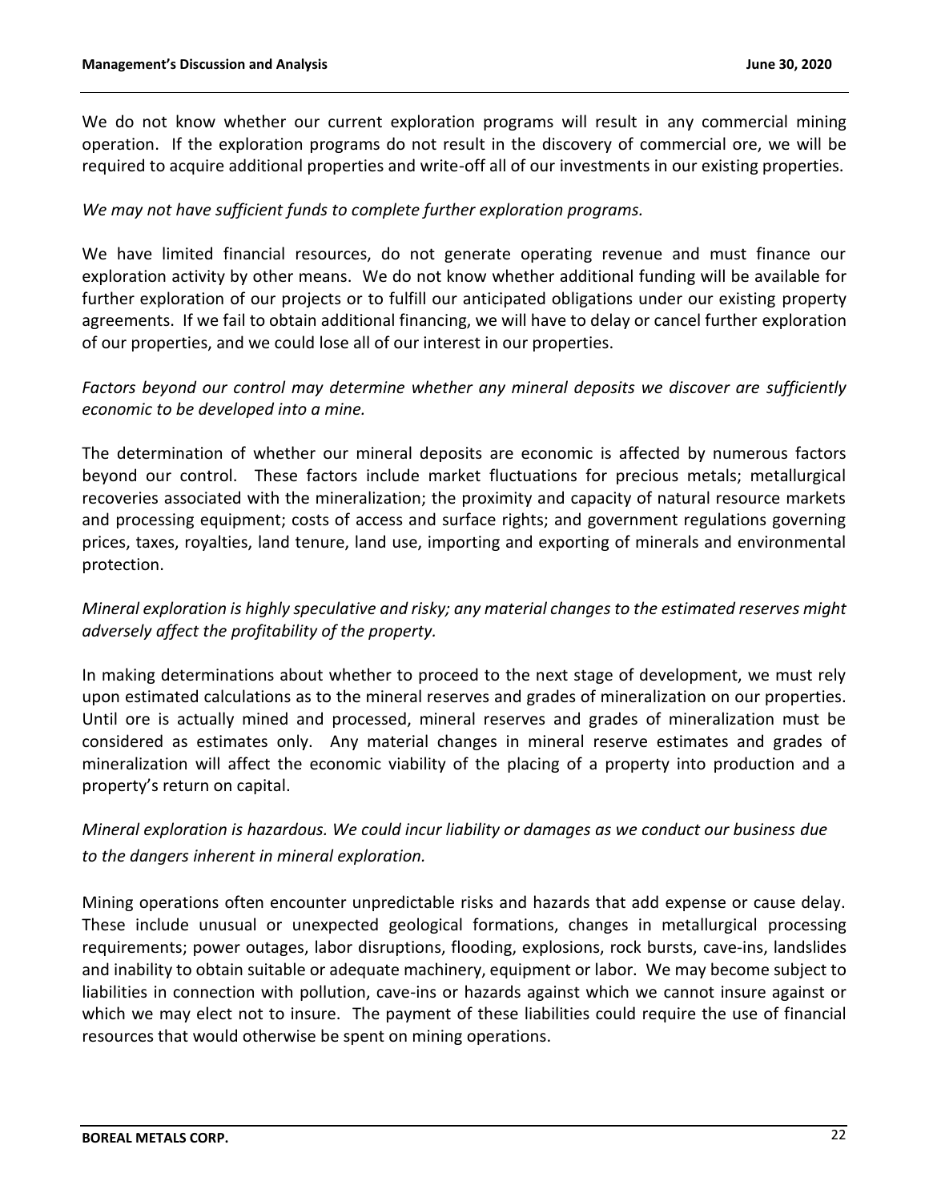We do not know whether our current exploration programs will result in any commercial mining operation. If the exploration programs do not result in the discovery of commercial ore, we will be required to acquire additional properties and write-off all of our investments in our existing properties.

*We may not have sufficient funds to complete further exploration programs.*

We have limited financial resources, do not generate operating revenue and must finance our exploration activity by other means. We do not know whether additional funding will be available for further exploration of our projects or to fulfill our anticipated obligations under our existing property agreements. If we fail to obtain additional financing, we will have to delay or cancel further exploration of our properties, and we could lose all of our interest in our properties.

*Factors beyond our control may determine whether any mineral deposits we discover are sufficiently economic to be developed into a mine.*

The determination of whether our mineral deposits are economic is affected by numerous factors beyond our control. These factors include market fluctuations for precious metals; metallurgical recoveries associated with the mineralization; the proximity and capacity of natural resource markets and processing equipment; costs of access and surface rights; and government regulations governing prices, taxes, royalties, land tenure, land use, importing and exporting of minerals and environmental protection.

*Mineral exploration is highly speculative and risky; any material changes to the estimated reserves might adversely affect the profitability of the property.*

In making determinations about whether to proceed to the next stage of development, we must rely upon estimated calculations as to the mineral reserves and grades of mineralization on our properties. Until ore is actually mined and processed, mineral reserves and grades of mineralization must be considered as estimates only. Any material changes in mineral reserve estimates and grades of mineralization will affect the economic viability of the placing of a property into production and a property's return on capital.

*Mineral exploration is hazardous. We could incur liability or damages as we conduct our business due to the dangers inherent in mineral exploration.*

Mining operations often encounter unpredictable risks and hazards that add expense or cause delay. These include unusual or unexpected geological formations, changes in metallurgical processing requirements; power outages, labor disruptions, flooding, explosions, rock bursts, cave-ins, landslides and inability to obtain suitable or adequate machinery, equipment or labor. We may become subject to liabilities in connection with pollution, cave-ins or hazards against which we cannot insure against or which we may elect not to insure. The payment of these liabilities could require the use of financial resources that would otherwise be spent on mining operations.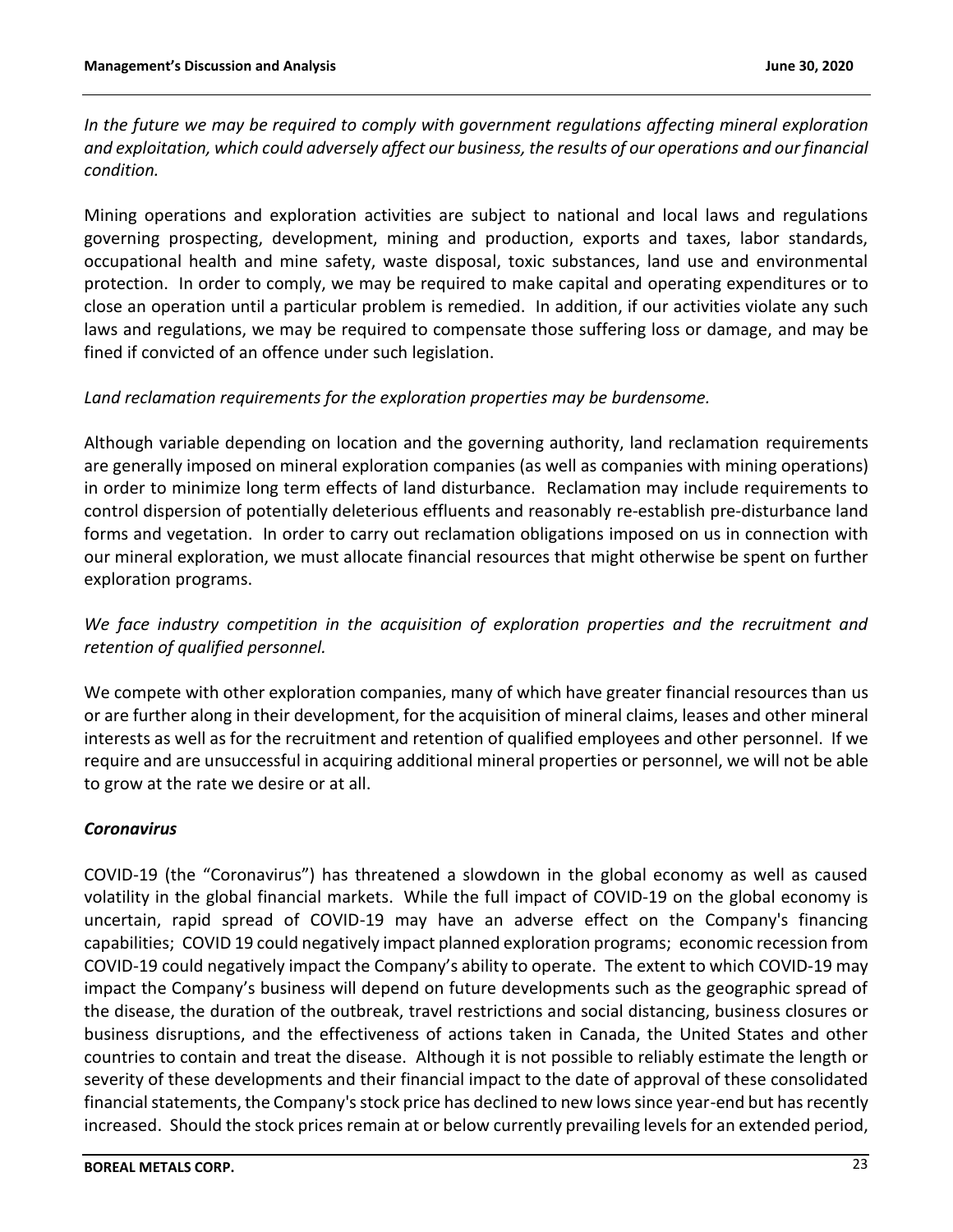*In the future we may be required to comply with government regulations affecting mineral exploration and exploitation, which could adversely affect our business, the results of our operations and our financial condition.*

Mining operations and exploration activities are subject to national and local laws and regulations governing prospecting, development, mining and production, exports and taxes, labor standards, occupational health and mine safety, waste disposal, toxic substances, land use and environmental protection. In order to comply, we may be required to make capital and operating expenditures or to close an operation until a particular problem is remedied. In addition, if our activities violate any such laws and regulations, we may be required to compensate those suffering loss or damage, and may be fined if convicted of an offence under such legislation.

*Land reclamation requirements for the exploration properties may be burdensome.*

Although variable depending on location and the governing authority, land reclamation requirements are generally imposed on mineral exploration companies (as well as companies with mining operations) in order to minimize long term effects of land disturbance. Reclamation may include requirements to control dispersion of potentially deleterious effluents and reasonably re-establish pre-disturbance land forms and vegetation. In order to carry out reclamation obligations imposed on us in connection with our mineral exploration, we must allocate financial resources that might otherwise be spent on further exploration programs.

*We face industry competition in the acquisition of exploration properties and the recruitment and retention of qualified personnel.*

We compete with other exploration companies, many of which have greater financial resources than us or are further along in their development, for the acquisition of mineral claims, leases and other mineral interests as well as for the recruitment and retention of qualified employees and other personnel. If we require and are unsuccessful in acquiring additional mineral properties or personnel, we will not be able to grow at the rate we desire or at all.

***Coronavirus***

COVID-19 (the "Coronavirus") has threatened a slowdown in the global economy as well as caused volatility in the global financial markets. While the full impact of COVID-19 on the global economy is uncertain, rapid spread of COVID-19 may have an adverse effect on the Company's financing capabilities; COVID 19 could negatively impact planned exploration programs; economic recession from COVID-19 could negatively impact the Company's ability to operate. The extent to which COVID-19 may impact the Company's business will depend on future developments such as the geographic spread of the disease, the duration of the outbreak, travel restrictions and social distancing, business closures or business disruptions, and the effectiveness of actions taken in Canada, the United States and other countries to contain and treat the disease. Although it is not possible to reliably estimate the length or severity of these developments and their financial impact to the date of approval of these consolidated financial statements, the Company's stock price has declined to new lows since year-end but has recently increased. Should the stock prices remain at or below currently prevailing levels for an extended period,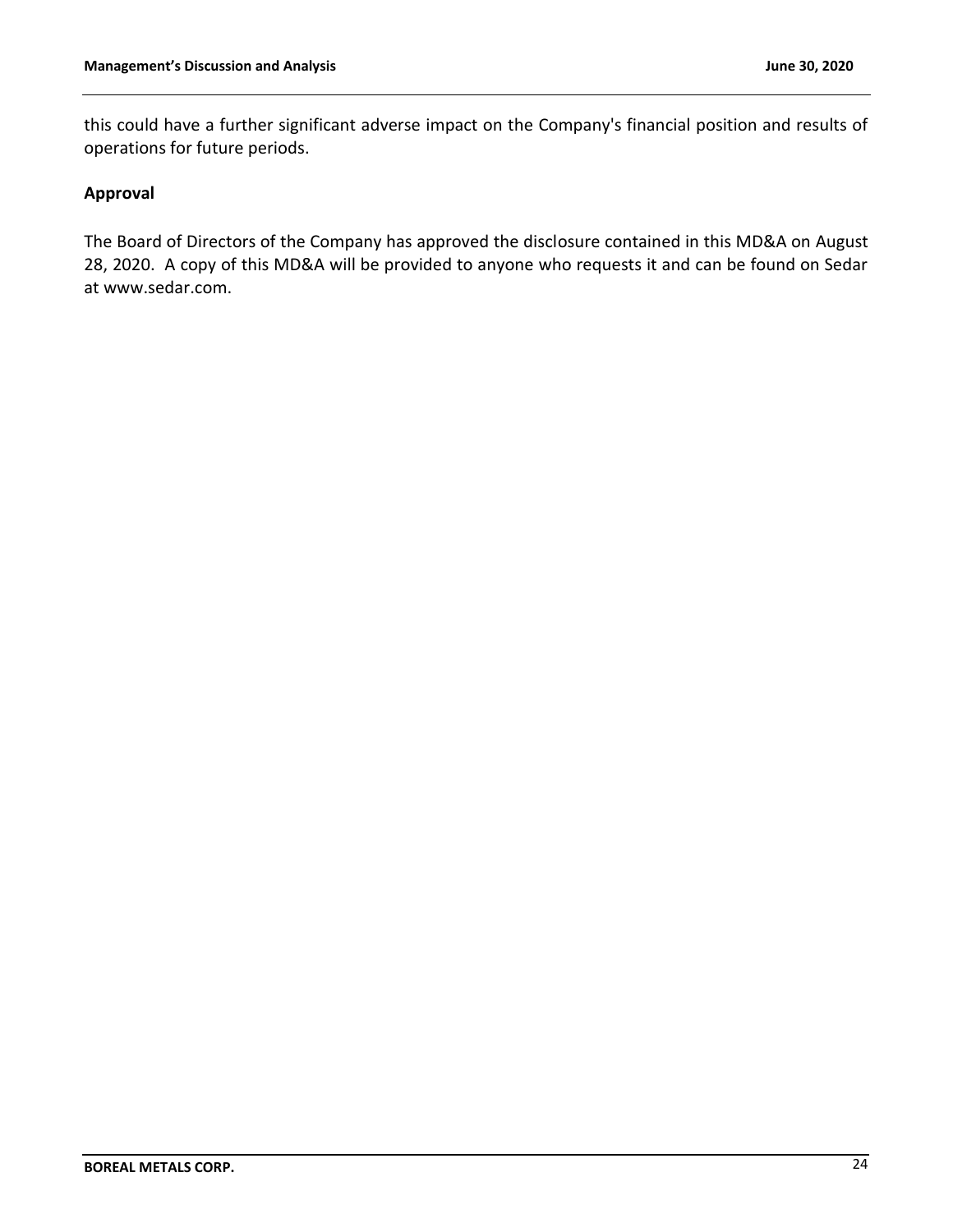this could have a further significant adverse impact on the Company's financial position and results of operations for future periods.

## Approval

The Board of Directors of the Company has approved the disclosure contained in this MD&A on August 28, 2020. A copy of this MD&A will be provided to anyone who requests it and can be found on Sedar at www.sedar.com.